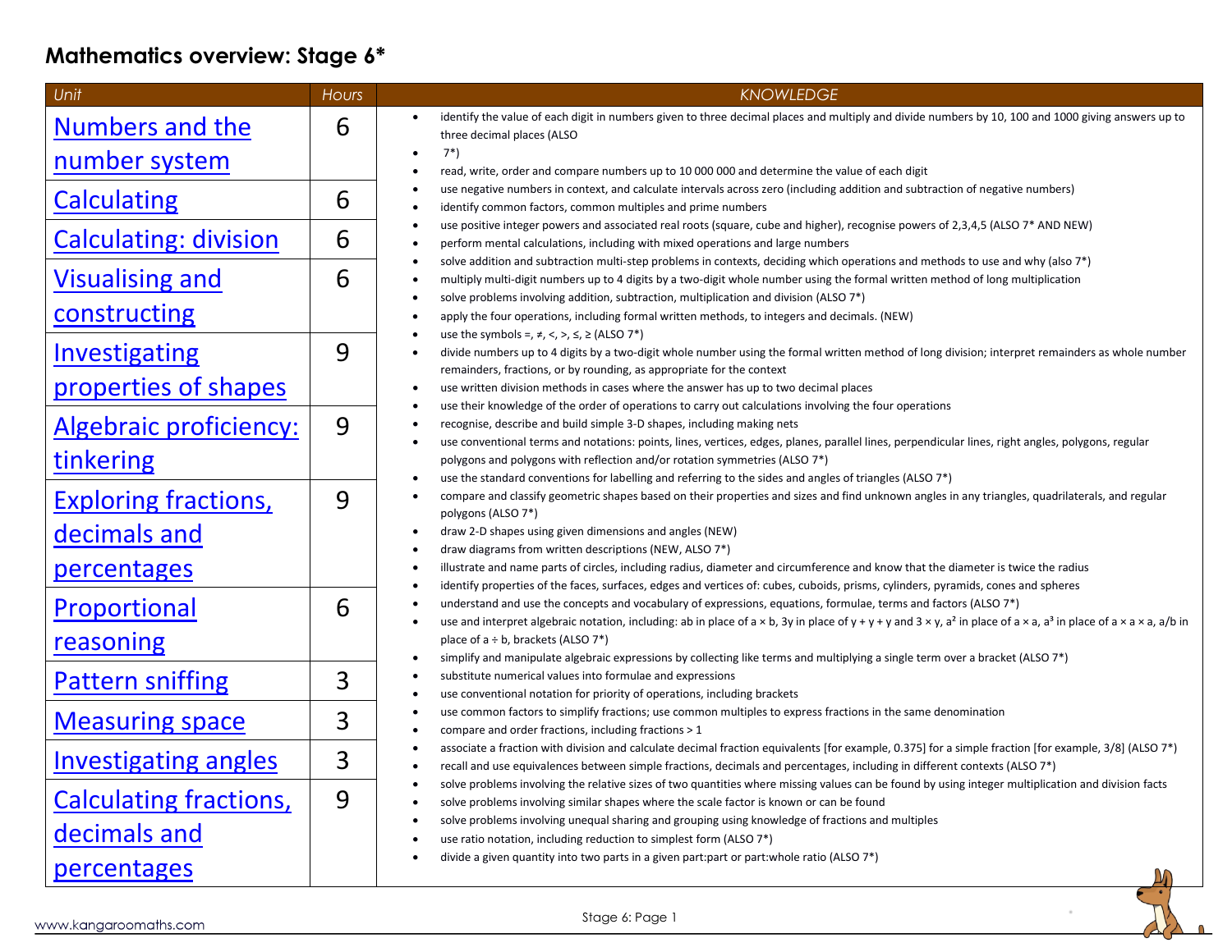# Mathematics overview: Stage 6*

| Unit | Hours |
|---|---|
| Numbers and the number system | 6 |
| Calculating | 6 |
| Calculating: division | 6 |
| Visualising and constructing | 6 |
| Investigating properties of shapes | 9 |
| Algebraic proficiency: tinkering | 9 |
| Exploring fractions, decimals and percentages | 9 |
| Proportional reasoning | 6 |
| Pattern sniffing | 3 |
| Measuring space | 3 |
| Investigating angles | 3 |
| Calculating fractions, decimals and percentages | 9 |

*KNOWLEDGE*

- identify the value of each digit in numbers given to three decimal places and multiply and divide numbers by 10, 100 and 1000 giving answers up to three decimal places (ALSO
- 7*)
- read, write, order and compare numbers up to 10 000 000 and determine the value of each digit
- use negative numbers in context, and calculate intervals across zero (including addition and subtraction of negative numbers)
- identify common factors, common multiples and prime numbers
- use positive integer powers and associated real roots (square, cube and higher), recognise powers of 2,3,4,5 (ALSO 7* AND NEW)
- perform mental calculations, including with mixed operations and large numbers
- solve addition and subtraction multi-step problems in contexts, deciding which operations and methods to use and why (also 7*)
- multiply multi-digit numbers up to 4 digits by a two-digit whole number using the formal written method of long multiplication
- solve problems involving addition, subtraction, multiplication and division (ALSO 7*)
- apply the four operations, including formal written methods, to integers and decimals. (NEW)
- use the symbols =, ≠, <, >, ≤, ≥ (ALSO 7*)
- divide numbers up to 4 digits by a two-digit whole number using the formal written method of long division; interpret remainders as whole number remainders, fractions, or by rounding, as appropriate for the context
- use written division methods in cases where the answer has up to two decimal places
- use their knowledge of the order of operations to carry out calculations involving the four operations
- recognise, describe and build simple 3-D shapes, including making nets
- use conventional terms and notations: points, lines, vertices, edges, planes, parallel lines, perpendicular lines, right angles, polygons, regular polygons and polygons with reflection and/or rotation symmetries (ALSO 7*)
- use the standard conventions for labelling and referring to the sides and angles of triangles (ALSO 7*)
- compare and classify geometric shapes based on their properties and sizes and find unknown angles in any triangles, quadrilaterals, and regular polygons (ALSO 7*)
- draw 2-D shapes using given dimensions and angles (NEW)
- draw diagrams from written descriptions (NEW, ALSO 7*)
- illustrate and name parts of circles, including radius, diameter and circumference and know that the diameter is twice the radius
- identify properties of the faces, surfaces, edges and vertices of: cubes, cuboids, prisms, cylinders, pyramids, cones and spheres
- understand and use the concepts and vocabulary of expressions, equations, formulae, terms and factors (ALSO 7*)
- use and interpret algebraic notation, including: ab in place of a × b, 3y in place of y + y + y and 3 × y, $a^2$ in place of a × a, $a^3$ in place of a × a × a, a/b in place of a ÷ b, brackets (ALSO 7*)
- simplify and manipulate algebraic expressions by collecting like terms and multiplying a single term over a bracket (ALSO 7*)
- substitute numerical values into formulae and expressions
- use conventional notation for priority of operations, including brackets
- use common factors to simplify fractions; use common multiples to express fractions in the same denomination
- compare and order fractions, including fractions > 1
- associate a fraction with division and calculate decimal fraction equivalents [for example, 0.375] for a simple fraction [for example, 3/8] (ALSO 7*)
- recall and use equivalences between simple fractions, decimals and percentages, including in different contexts (ALSO 7*)
- solve problems involving the relative sizes of two quantities where missing values can be found by using integer multiplication and division facts
- solve problems involving similar shapes where the scale factor is known or can be found
- solve problems involving unequal sharing and grouping using knowledge of fractions and multiples
- use ratio notation, including reduction to simplest form (ALSO 7*)
- divide a given quantity into two parts in a given part:part or part:whole ratio (ALSO 7*)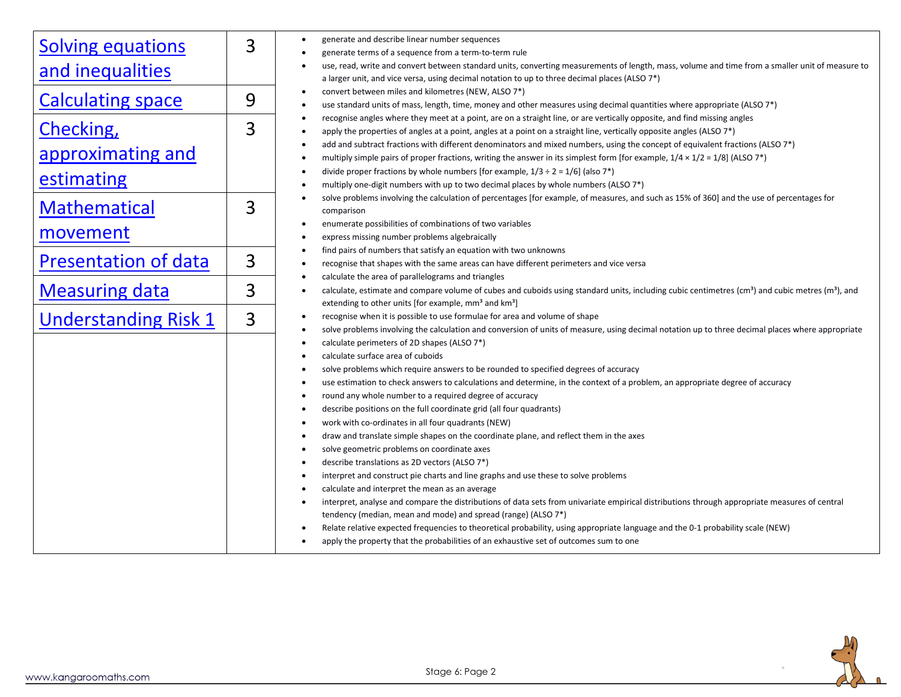| | | |
|---|---|---|
| Solving equations and inequalities | 3 | • generate and describe linear number sequences<br>• generate terms of a sequence from a term-to-term rule<br>• use, read, write and convert between standard units, converting measurements of length, mass, volume and time from a smaller unit of measure to a larger unit, and vice versa, using decimal notation to up to three decimal places (ALSO 7*)<br>• convert between miles and kilometres (NEW, ALSO 7*)<br>• use standard units of mass, length, time, money and other measures using decimal quantities where appropriate (ALSO 7*)<br>• recognise angles where they meet at a point, are on a straight line, or are vertically opposite, and find missing angles<br>• apply the properties of angles at a point, angles at a point on a straight line, vertically opposite angles (ALSO 7*)<br>• add and subtract fractions with different denominators and mixed numbers, using the concept of equivalent fractions (ALSO 7*)<br>• multiply simple pairs of proper fractions, writing the answer in its simplest form [for example, 1/4 × 1/2 = 1/8] (ALSO 7*)<br>• divide proper fractions by whole numbers [for example, 1/3 ÷ 2 = 1/6] (also 7*)<br>• multiply one-digit numbers with up to two decimal places by whole numbers (ALSO 7*)<br>• solve problems involving the calculation of percentages [for example, of measures, and such as 15% of 360] and the use of percentages for comparison<br>• enumerate possibilities of combinations of two variables<br>• express missing number problems algebraically<br>• find pairs of numbers that satisfy an equation with two unknowns<br>• recognise that shapes with the same areas can have different perimeters and vice versa<br>• calculate the area of parallelograms and triangles<br>• calculate, estimate and compare volume of cubes and cuboids using standard units, including cubic centimetres ($cm^3$) and cubic metres ($m^3$), and extending to other units [for example, $mm^3$ and $km^3$]<br>• recognise when it is possible to use formulae for area and volume of shape<br>• solve problems involving the calculation and conversion of units of measure, using decimal notation up to three decimal places where appropriate<br>• calculate perimeters of 2D shapes (ALSO 7*)<br>• calculate surface area of cuboids<br>• solve problems which require answers to be rounded to specified degrees of accuracy<br>• use estimation to check answers to calculations and determine, in the context of a problem, an appropriate degree of accuracy<br>• round any whole number to a required degree of accuracy<br>• describe positions on the full coordinate grid (all four quadrants)<br>• work with co-ordinates in all four quadrants (NEW)<br>• draw and translate simple shapes on the coordinate plane, and reflect them in the axes<br>• solve geometric problems on coordinate axes<br>• describe translations as 2D vectors (ALSO 7*)<br>• interpret and construct pie charts and line graphs and use these to solve problems<br>• calculate and interpret the mean as an average<br>• interpret, analyse and compare the distributions of data sets from univariate empirical distributions through appropriate measures of central tendency (median, mean and mode) and spread (range) (ALSO 7*)<br>• Relate relative expected frequencies to theoretical probability, using appropriate language and the 0-1 probability scale (NEW)<br>• apply the property that the probabilities of an exhaustive set of outcomes sum to one |
| Calculating space | 9 | |
| Checking, approximating and estimating | 3 | |
| Mathematical movement | 3 | |
| Presentation of data | 3 | |
| Measuring data | 3 | |
| Understanding Risk 1 | 3 | |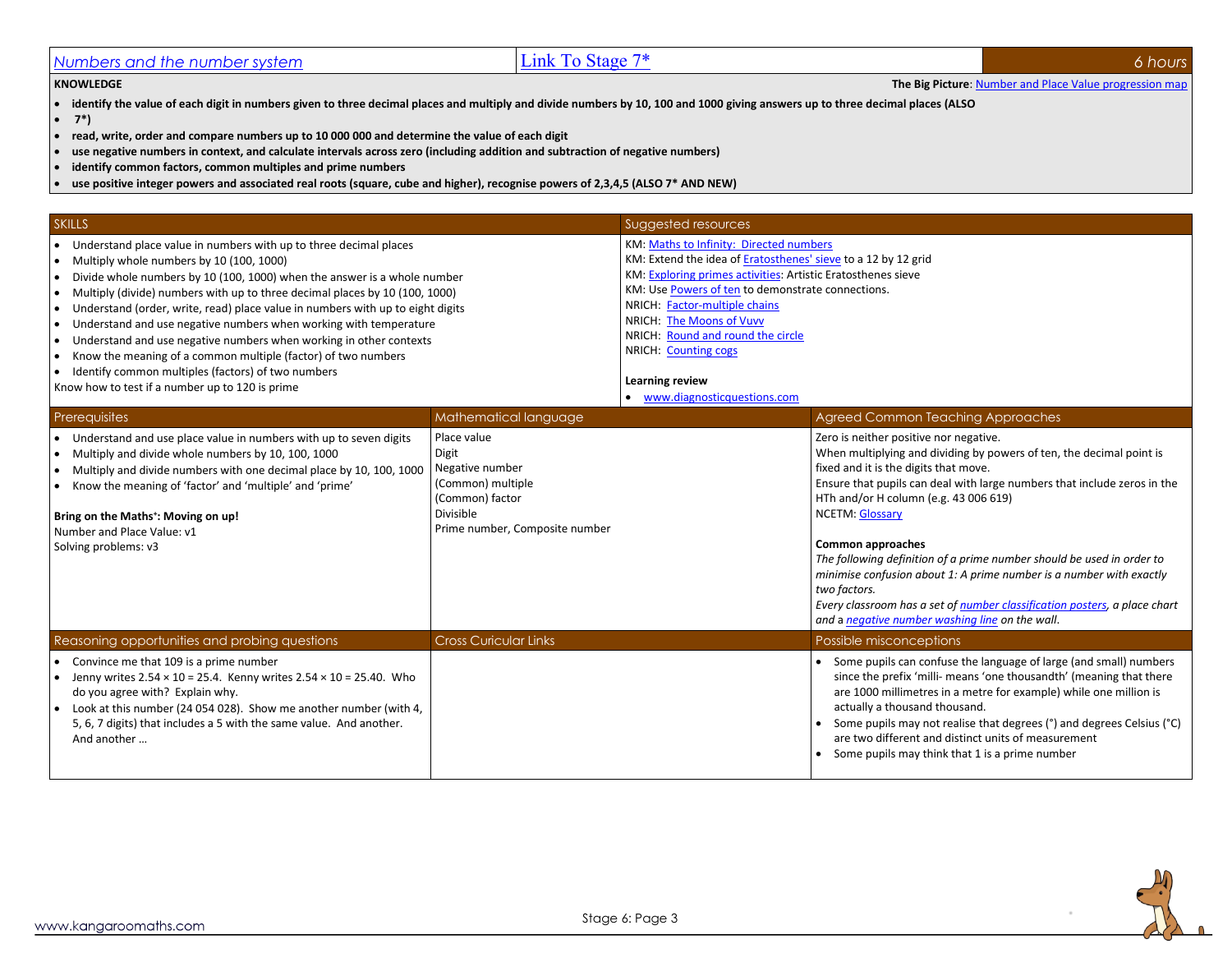| Numbers and the number system | Link To Stage 7* | 6 hours |
|---|---|---|

**KNOWLEDGE**

**The Big Picture**: Number and Place Value progression map

- **identify the value of each digit in numbers given to three decimal places and multiply and divide numbers by 10, 100 and 1000 giving answers up to three decimal places (ALSO**
- **7*)**
- **read, write, order and compare numbers up to 10 000 000 and determine the value of each digit**
- **use negative numbers in context, and calculate intervals across zero (including addition and subtraction of negative numbers)**
- **identify common factors, common multiples and prime numbers**
- **use positive integer powers and associated real roots (square, cube and higher), recognise powers of 2,3,4,5 (ALSO 7* AND NEW)**

## SKILLS

- Understand place value in numbers with up to three decimal places
- Multiply whole numbers by 10 (100, 1000)
- Divide whole numbers by 10 (100, 1000) when the answer is a whole number
- Multiply (divide) numbers with up to three decimal places by 10 (100, 1000)
- Understand (order, write, read) place value in numbers with up to eight digits
- Understand and use negative numbers when working with temperature
- Understand and use negative numbers when working in other contexts
- Know the meaning of a common multiple (factor) of two numbers
- Identify common multiples (factors) of two numbers

Know how to test if a number up to 120 is prime

## Suggested resources

KM: Maths to Infinity: Directed numbers
KM: Extend the idea of Eratosthenes' sieve to a 12 by 12 grid
KM: Exploring primes activities: Artistic Eratosthenes sieve
KM: Use Powers of ten to demonstrate connections.
NRICH: Factor-multiple chains
NRICH: The Moons of Vuvv
NRICH: Round and round the circle
NRICH: Counting cogs

**Learning review**

- www.diagnosticquestions.com

## Prerequisites

- Understand and use place value in numbers with up to seven digits
- Multiply and divide whole numbers by 10, 100, 1000
- Multiply and divide numbers with one decimal place by 10, 100, 1000
- Know the meaning of 'factor' and 'multiple' and 'prime'

**Bring on the Maths⁺: Moving on up!**
Number and Place Value: v1
Solving problems: v3

## Mathematical language

Place value
Digit
Negative number
(Common) multiple
(Common) factor
Divisible
Prime number, Composite number

## Agreed Common Teaching Approaches

Zero is neither positive nor negative.
When multiplying and dividing by powers of ten, the decimal point is fixed and it is the digits that move.
Ensure that pupils can deal with large numbers that include zeros in the HTh and/or H column (e.g. 43 006 619)
NCETM: Glossary

**Common approaches**

*The following definition of a prime number should be used in order to minimise confusion about 1: A prime number is a number with exactly two factors.*
*Every classroom has a set of number classification posters, a place chart and a negative number washing line on the wall.*

## Reasoning opportunities and probing questions

- Convince me that 109 is a prime number
- Jenny writes 2.54 × 10 = 25.4. Kenny writes 2.54 × 10 = 25.40. Who do you agree with? Explain why.
- Look at this number (24 054 028). Show me another number (with 4, 5, 6, 7 digits) that includes a 5 with the same value. And another. And another …

## Cross Curicular Links

## Possible misconceptions

- Some pupils can confuse the language of large (and small) numbers since the prefix 'milli- means 'one thousandth' (meaning that there are 1000 millimetres in a metre for example) while one million is actually a thousand thousand.
- Some pupils may not realise that degrees (°) and degrees Celsius (°C) are two different and distinct units of measurement
- Some pupils may think that 1 is a prime number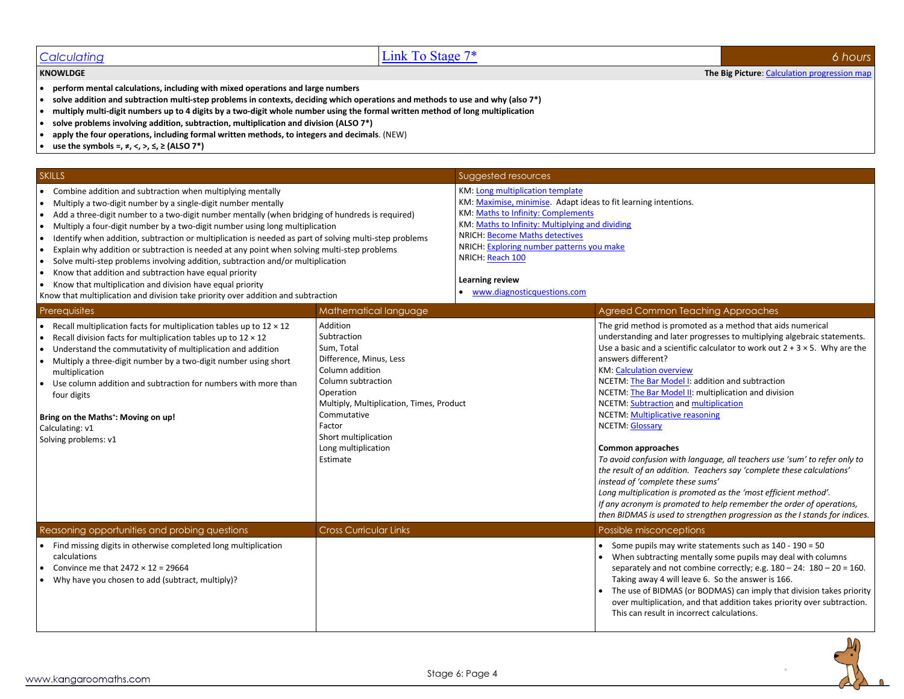## Calculating | Link To Stage 7* | 6 hours

**KNOWLDGE** — **The Big Picture**: Calculation progression map

- **perform mental calculations, including with mixed operations and large numbers**
- **solve addition and subtraction multi-step problems in contexts, deciding which operations and methods to use and why (also 7*)**
- **multiply multi-digit numbers up to 4 digits by a two-digit whole number using the formal written method of long multiplication**
- **solve problems involving addition, subtraction, multiplication and division (ALSO 7*)**
- **apply the four operations, including formal written methods, to integers and decimals**. (NEW)
- **use the symbols =, ≠, <, >, ≤, ≥ (ALSO 7*)**

### SKILLS

- Combine addition and subtraction when multiplying mentally
- Multiply a two-digit number by a single-digit number mentally
- Add a three-digit number to a two-digit number mentally (when bridging of hundreds is required)
- Multiply a four-digit number by a two-digit number using long multiplication
- Identify when addition, subtraction or multiplication is needed as part of solving multi-step problems
- Explain why addition or subtraction is needed at any point when solving multi-step problems
- Solve multi-step problems involving addition, subtraction and/or multiplication
- Know that addition and subtraction have equal priority
- Know that multiplication and division have equal priority

Know that multiplication and division take priority over addition and subtraction

### Suggested resources

KM: Long multiplication template
KM: Maximise, minimise. Adapt ideas to fit learning intentions.
KM: Maths to Infinity: Complements
KM: Maths to Infinity: Multiplying and dividing
NRICH: Become Maths detectives
NRICH: Exploring number patterns you make
NRICH: Reach 100

**Learning review**

- www.diagnosticquestions.com

### Prerequisites

- Recall multiplication facts for multiplication tables up to 12 × 12
- Recall division facts for multiplication tables up to 12 × 12
- Understand the commutativity of multiplication and addition
- Multiply a three-digit number by a two-digit number using short multiplication
- Use column addition and subtraction for numbers with more than four digits

**Bring on the Maths⁺: Moving on up!**
Calculating: v1
Solving problems: v1

### Mathematical language

Addition
Subtraction
Sum, Total
Difference, Minus, Less
Column addition
Column subtraction
Operation
Multiply, Multiplication, Times, Product
Commutative
Factor
Short multiplication
Long multiplication
Estimate

### Agreed Common Teaching Approaches

The grid method is promoted as a method that aids numerical understanding and later progresses to multiplying algebraic statements.
Use a basic and a scientific calculator to work out 2 + 3 × 5. Why are the answers different?
KM: Calculation overview
NCETM: The Bar Model I: addition and subtraction
NCETM: The Bar Model II: multiplication and division
NCETM: Subtraction and multiplication
NCETM: Multiplicative reasoning
NCETM: Glossary

**Common approaches**

*To avoid confusion with language, all teachers use 'sum' to refer only to the result of an addition. Teachers say 'complete these calculations' instead of 'complete these sums'*
*Long multiplication is promoted as the 'most efficient method'.*
*If any acronym is promoted to help remember the order of operations, then BIDMAS is used to strengthen progression as the I stands for indices.*

### Reasoning opportunities and probing questions

- Find missing digits in otherwise completed long multiplication calculations
- Convince me that 2472 × 12 = 29664
- Why have you chosen to add (subtract, multiply)?

### Cross Curricular Links

### Possible misconceptions

- Some pupils may write statements such as 140 - 190 = 50
- When subtracting mentally some pupils may deal with columns separately and not combine correctly; e.g. 180 – 24: 180 – 20 = 160. Taking away 4 will leave 6. So the answer is 166.
- The use of BIDMAS (or BODMAS) can imply that division takes priority over multiplication, and that addition takes priority over subtraction. This can result in incorrect calculations.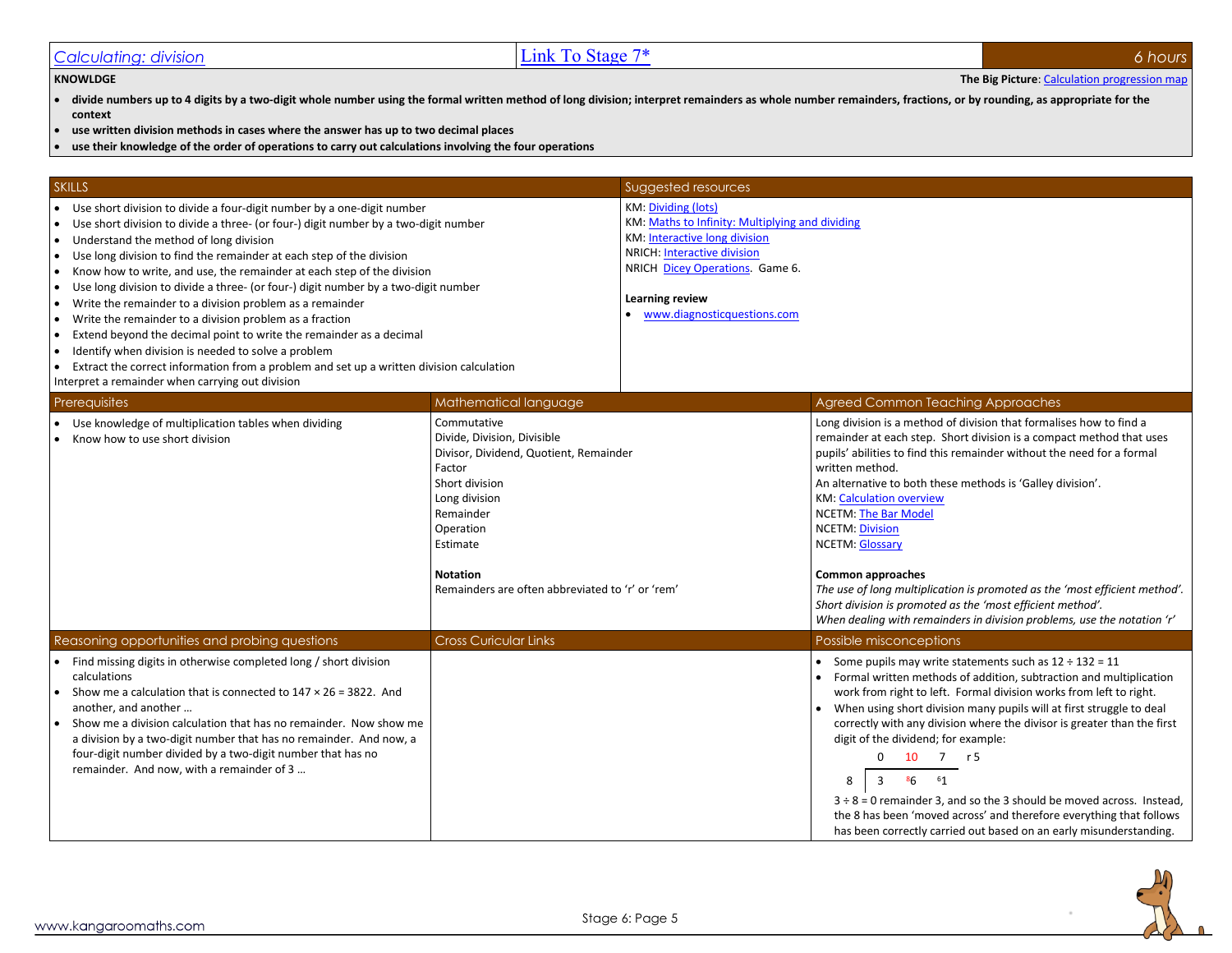## Calculating: division | Link To Stage 7* | 6 hours

**KNOWLDGE**

**The Big Picture**: Calculation progression map

- **divide numbers up to 4 digits by a two-digit whole number using the formal written method of long division; interpret remainders as whole number remainders, fractions, or by rounding, as appropriate for the context**
- **use written division methods in cases where the answer has up to two decimal places**
- **use their knowledge of the order of operations to carry out calculations involving the four operations**

### SKILLS

- Use short division to divide a four-digit number by a one-digit number
- Use short division to divide a three- (or four-) digit number by a two-digit number
- Understand the method of long division
- Use long division to find the remainder at each step of the division
- Know how to write, and use, the remainder at each step of the division
- Use long division to divide a three- (or four-) digit number by a two-digit number
- Write the remainder to a division problem as a remainder
- Write the remainder to a division problem as a fraction
- Extend beyond the decimal point to write the remainder as a decimal
- Identify when division is needed to solve a problem
- Extract the correct information from a problem and set up a written division calculation

Interpret a remainder when carrying out division

### Suggested resources

KM: Dividing (lots)
KM: Maths to Infinity: Multiplying and dividing
KM: Interactive long division
NRICH: Interactive division
NRICH Dicey Operations. Game 6.

**Learning review**

- www.diagnosticquestions.com

### Prerequisites

- Use knowledge of multiplication tables when dividing
- Know how to use short division

### Mathematical language

Commutative
Divide, Division, Divisible
Divisor, Dividend, Quotient, Remainder
Factor
Short division
Long division
Remainder
Operation
Estimate

**Notation**
Remainders are often abbreviated to 'r' or 'rem'

### Agreed Common Teaching Approaches

Long division is a method of division that formalises how to find a remainder at each step. Short division is a compact method that uses pupils' abilities to find this remainder without the need for a formal written method.
An alternative to both these methods is 'Galley division'.
KM: Calculation overview
NCETM: The Bar Model
NCETM: Division
NCETM: Glossary

**Common approaches**
*The use of long multiplication is promoted as the 'most efficient method'.*
*Short division is promoted as the 'most efficient method'.*
*When dealing with remainders in division problems, use the notation 'r'*

### Reasoning opportunities and probing questions

- Find missing digits in otherwise completed long / short division calculations
- Show me a calculation that is connected to 147 × 26 = 3822. And another, and another …
- Show me a division calculation that has no remainder. Now show me a division by a two-digit number that has no remainder. And now, a four-digit number divided by a two-digit number that has no remainder. And now, with a remainder of 3 …

### Cross Curicular Links

### Possible misconceptions

- Some pupils may write statements such as 12 ÷ 132 = 11
- Formal written methods of addition, subtraction and multiplication work from right to left. Formal division works from left to right.
- When using short division many pupils will at first struggle to deal correctly with any division where the divisor is greater than the first digit of the dividend; for example:

```
      0   10   7   r 5
 8 |  3   86   61
```

3 ÷ 8 = 0 remainder 3, and so the 3 should be moved across. Instead, the 8 has been 'moved across' and therefore everything that follows has been correctly carried out based on an early misunderstanding.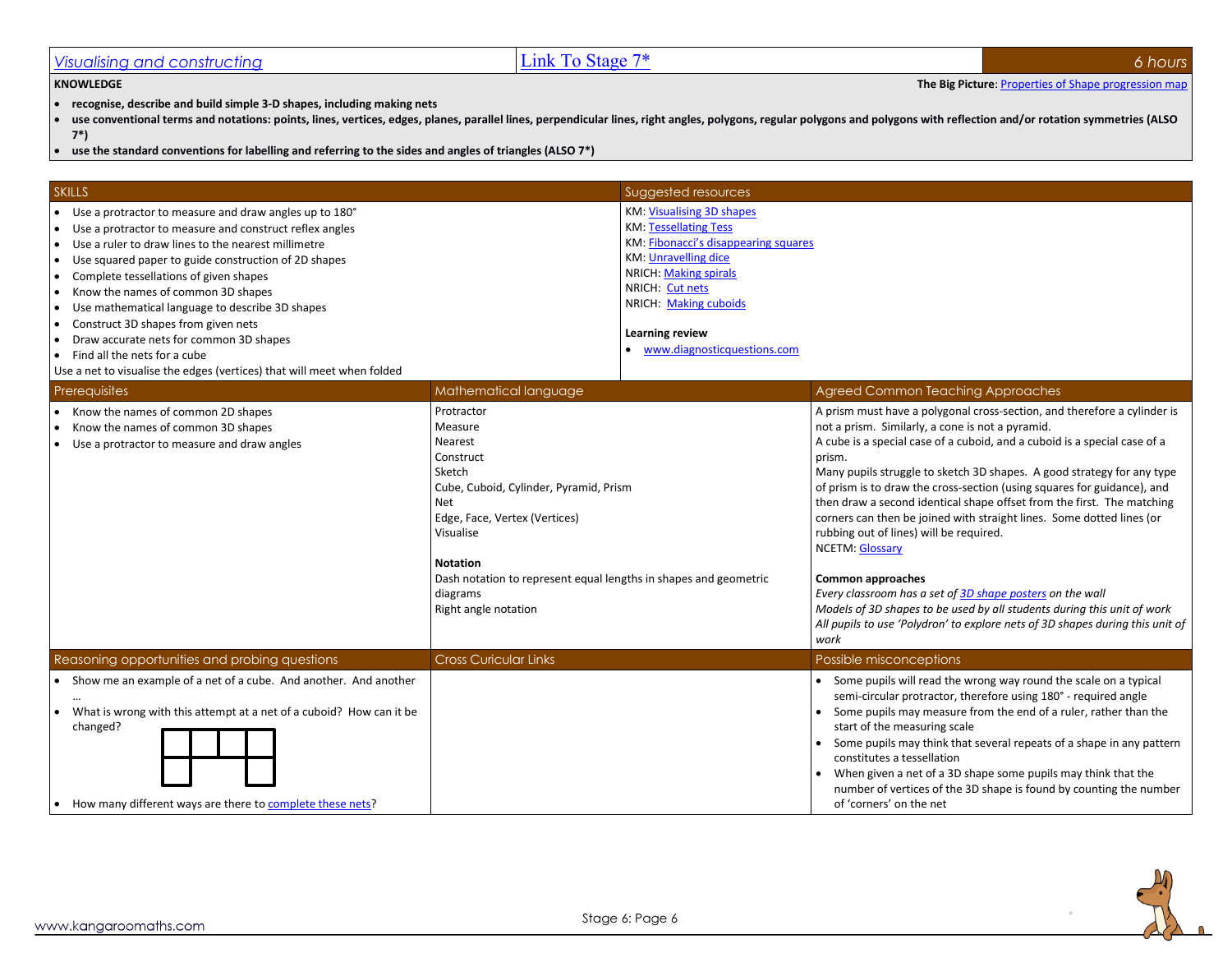## *Visualising and constructing* | Link To Stage 7* | 6 hours

**KNOWLEDGE**

**The Big Picture**: Properties of Shape progression map

- **recognise, describe and build simple 3-D shapes, including making nets**
- **use conventional terms and notations: points, lines, vertices, edges, planes, parallel lines, perpendicular lines, right angles, polygons, regular polygons and polygons with reflection and/or rotation symmetries (ALSO 7*)**
- **use the standard conventions for labelling and referring to the sides and angles of triangles (ALSO 7*)**

### SKILLS

- Use a protractor to measure and draw angles up to 180°
- Use a protractor to measure and construct reflex angles
- Use a ruler to draw lines to the nearest millimetre
- Use squared paper to guide construction of 2D shapes
- Complete tessellations of given shapes
- Know the names of common 3D shapes
- Use mathematical language to describe 3D shapes
- Construct 3D shapes from given nets
- Draw accurate nets for common 3D shapes
- Find all the nets for a cube

Use a net to visualise the edges (vertices) that will meet when folded

### Suggested resources

KM: Visualising 3D shapes
KM: Tessellating Tess
KM: Fibonacci's disappearing squares
KM: Unravelling dice
NRICH: Making spirals
NRICH: Cut nets
NRICH: Making cuboids

**Learning review**

- www.diagnosticquestions.com

### Prerequisites

- Know the names of common 2D shapes
- Know the names of common 3D shapes
- Use a protractor to measure and draw angles

### Mathematical language

Protractor
Measure
Nearest
Construct
Sketch
Cube, Cuboid, Cylinder, Pyramid, Prism
Net
Edge, Face, Vertex (Vertices)
Visualise

**Notation**

Dash notation to represent equal lengths in shapes and geometric diagrams
Right angle notation

### Agreed Common Teaching Approaches

A prism must have a polygonal cross-section, and therefore a cylinder is not a prism. Similarly, a cone is not a pyramid.
A cube is a special case of a cuboid, and a cuboid is a special case of a prism.
Many pupils struggle to sketch 3D shapes. A good strategy for any type of prism is to draw the cross-section (using squares for guidance), and then draw a second identical shape offset from the first. The matching corners can then be joined with straight lines. Some dotted lines (or rubbing out of lines) will be required.
NCETM: Glossary

**Common approaches**

*Every classroom has a set of 3D shape posters on the wall*
*Models of 3D shapes to be used by all students during this unit of work*
*All pupils to use 'Polydron' to explore nets of 3D shapes during this unit of work*

### Reasoning opportunities and probing questions

- Show me an example of a net of a cube. And another. And another …
- What is wrong with this attempt at a net of a cuboid? How can it be changed?
- How many different ways are there to complete these nets?

### Cross Curicular Links

### Possible misconceptions

- Some pupils will read the wrong way round the scale on a typical semi-circular protractor, therefore using 180° - required angle
- Some pupils may measure from the end of a ruler, rather than the start of the measuring scale
- Some pupils may think that several repeats of a shape in any pattern constitutes a tessellation
- When given a net of a 3D shape some pupils may think that the number of vertices of the 3D shape is found by counting the number of 'corners' on the net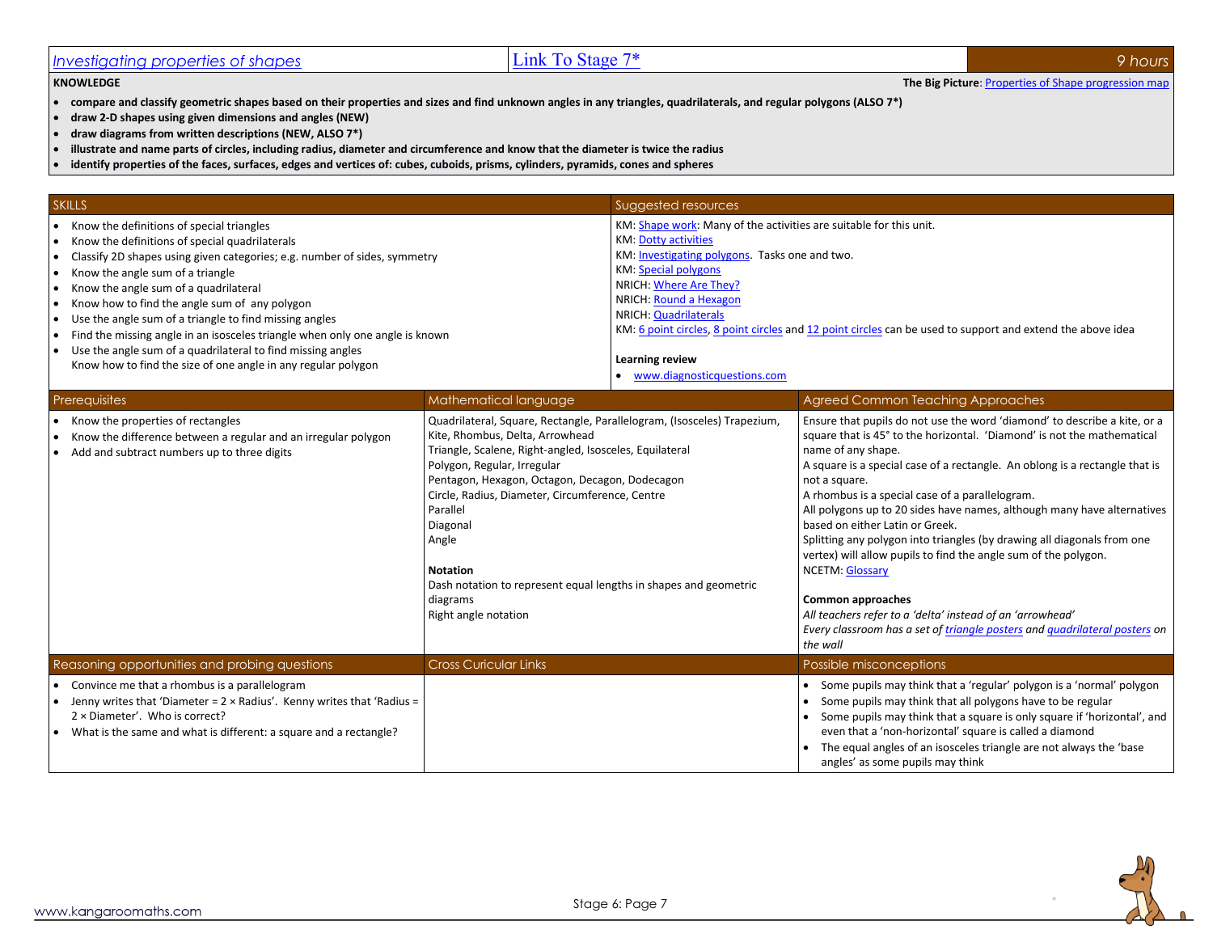| *Investigating properties of shapes* | Link To Stage 7* | *9 hours* |
|---|---|---|

**KNOWLEDGE**

**The Big Picture**: Properties of Shape progression map

- **compare and classify geometric shapes based on their properties and sizes and find unknown angles in any triangles, quadrilaterals, and regular polygons (ALSO 7*)**
- **draw 2-D shapes using given dimensions and angles (NEW)**
- **draw diagrams from written descriptions (NEW, ALSO 7*)**
- **illustrate and name parts of circles, including radius, diameter and circumference and know that the diameter is twice the radius**
- **identify properties of the faces, surfaces, edges and vertices of: cubes, cuboids, prisms, cylinders, pyramids, cones and spheres**

## SKILLS

- Know the definitions of special triangles
- Know the definitions of special quadrilaterals
- Classify 2D shapes using given categories; e.g. number of sides, symmetry
- Know the angle sum of a triangle
- Know the angle sum of a quadrilateral
- Know how to find the angle sum of any polygon
- Use the angle sum of a triangle to find missing angles
- Find the missing angle in an isosceles triangle when only one angle is known
- Use the angle sum of a quadrilateral to find missing angles
  Know how to find the size of one angle in any regular polygon

## Suggested resources

KM: Shape work: Many of the activities are suitable for this unit.
KM: Dotty activities
KM: Investigating polygons. Tasks one and two.
KM: Special polygons
NRICH: Where Are They?
NRICH: Round a Hexagon
NRICH: Quadrilaterals
KM: 6 point circles, 8 point circles and 12 point circles can be used to support and extend the above idea

**Learning review**

- www.diagnosticquestions.com

## Prerequisites

- Know the properties of rectangles
- Know the difference between a regular and an irregular polygon
- Add and subtract numbers up to three digits

## Mathematical language

Quadrilateral, Square, Rectangle, Parallelogram, (Isosceles) Trapezium, Kite, Rhombus, Delta, Arrowhead
Triangle, Scalene, Right-angled, Isosceles, Equilateral
Polygon, Regular, Irregular
Pentagon, Hexagon, Octagon, Decagon, Dodecagon
Circle, Radius, Diameter, Circumference, Centre
Parallel
Diagonal
Angle

**Notation**
Dash notation to represent equal lengths in shapes and geometric diagrams
Right angle notation

## Agreed Common Teaching Approaches

Ensure that pupils do not use the word 'diamond' to describe a kite, or a square that is 45° to the horizontal. 'Diamond' is not the mathematical name of any shape.
A square is a special case of a rectangle. An oblong is a rectangle that is not a square.
A rhombus is a special case of a parallelogram.
All polygons up to 20 sides have names, although many have alternatives based on either Latin or Greek.
Splitting any polygon into triangles (by drawing all diagonals from one vertex) will allow pupils to find the angle sum of the polygon.
NCETM: Glossary

**Common approaches**
*All teachers refer to a 'delta' instead of an 'arrowhead'*
*Every classroom has a set of triangle posters and quadrilateral posters on the wall*

## Reasoning opportunities and probing questions

- Convince me that a rhombus is a parallelogram
- Jenny writes that 'Diameter = 2 × Radius'. Kenny writes that 'Radius = 2 × Diameter'. Who is correct?
- What is the same and what is different: a square and a rectangle?

## Cross Curicular Links

## Possible misconceptions

- Some pupils may think that a 'regular' polygon is a 'normal' polygon
- Some pupils may think that all polygons have to be regular
- Some pupils may think that a square is only square if 'horizontal', and even that a 'non-horizontal' square is called a diamond
- The equal angles of an isosceles triangle are not always the 'base angles' as some pupils may think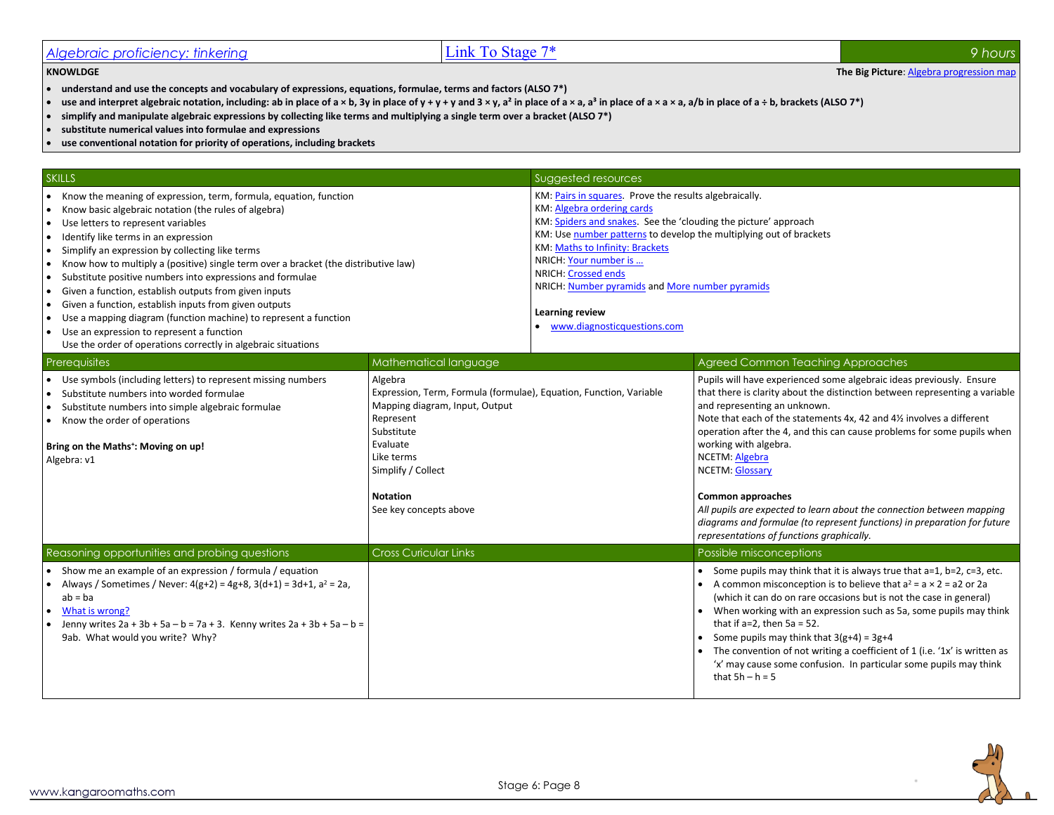| Algebraic proficiency: tinkering | Link To Stage 7* | 9 hours |
|---|---|---|

**KNOWLDGE**

**The Big Picture**: Algebra progression map

- **understand and use the concepts and vocabulary of expressions, equations, formulae, terms and factors (ALSO 7*)**
- **use and interpret algebraic notation, including: ab in place of a × b, 3y in place of y + y + y and 3 × y, $a^2$ in place of a × a, $a^3$ in place of a × a × a, a/b in place of a ÷ b, brackets (ALSO 7*)**
- **simplify and manipulate algebraic expressions by collecting like terms and multiplying a single term over a bracket (ALSO 7*)**
- **substitute numerical values into formulae and expressions**
- **use conventional notation for priority of operations, including brackets**

## SKILLS

- Know the meaning of expression, term, formula, equation, function
- Know basic algebraic notation (the rules of algebra)
- Use letters to represent variables
- Identify like terms in an expression
- Simplify an expression by collecting like terms
- Know how to multiply a (positive) single term over a bracket (the distributive law)
- Substitute positive numbers into expressions and formulae
- Given a function, establish outputs from given inputs
- Given a function, establish inputs from given outputs
- Use a mapping diagram (function machine) to represent a function
- Use an expression to represent a function

Use the order of operations correctly in algebraic situations

## Suggested resources

KM: Pairs in squares. Prove the results algebraically.
KM: Algebra ordering cards
KM: Spiders and snakes. See the 'clouding the picture' approach
KM: Use number patterns to develop the multiplying out of brackets
KM: Maths to Infinity: Brackets
NRICH: Your number is …
NRICH: Crossed ends
NRICH: Number pyramids and More number pyramids

**Learning review**

- www.diagnosticquestions.com

## Prerequisites

- Use symbols (including letters) to represent missing numbers
- Substitute numbers into worded formulae
- Substitute numbers into simple algebraic formulae
- Know the order of operations

**Bring on the Maths⁺: Moving on up!**
Algebra: v1

## Mathematical language

Algebra
Expression, Term, Formula (formulae), Equation, Function, Variable
Mapping diagram, Input, Output
Represent
Substitute
Evaluate
Like terms
Simplify / Collect

**Notation**
See key concepts above

## Agreed Common Teaching Approaches

Pupils will have experienced some algebraic ideas previously. Ensure that there is clarity about the distinction between representing a variable and representing an unknown.
Note that each of the statements 4x, 42 and 4½ involves a different operation after the 4, and this can cause problems for some pupils when working with algebra.
NCETM: Algebra
NCETM: Glossary

**Common approaches**
*All pupils are expected to learn about the connection between mapping diagrams and formulae (to represent functions) in preparation for future representations of functions graphically.*

## Reasoning opportunities and probing questions

- Show me an example of an expression / formula / equation
- Always / Sometimes / Never: 4(g+2) = 4g+8, 3(d+1) = 3d+1, $a^2$ = 2a, ab = ba
- What is wrong?
- Jenny writes 2a + 3b + 5a – b = 7a + 3. Kenny writes 2a + 3b + 5a – b = 9ab. What would you write? Why?

## Cross Curicular Links

## Possible misconceptions

- Some pupils may think that it is always true that a=1, b=2, c=3, etc.
- A common misconception is to believe that $a^2$ = a × 2 = a2 or 2a (which it can do on rare occasions but is not the case in general)
- When working with an expression such as 5a, some pupils may think that if a=2, then 5a = 52.
- Some pupils may think that 3(g+4) = 3g+4
- The convention of not writing a coefficient of 1 (i.e. '1x' is written as 'x' may cause some confusion. In particular some pupils may think that 5h – h = 5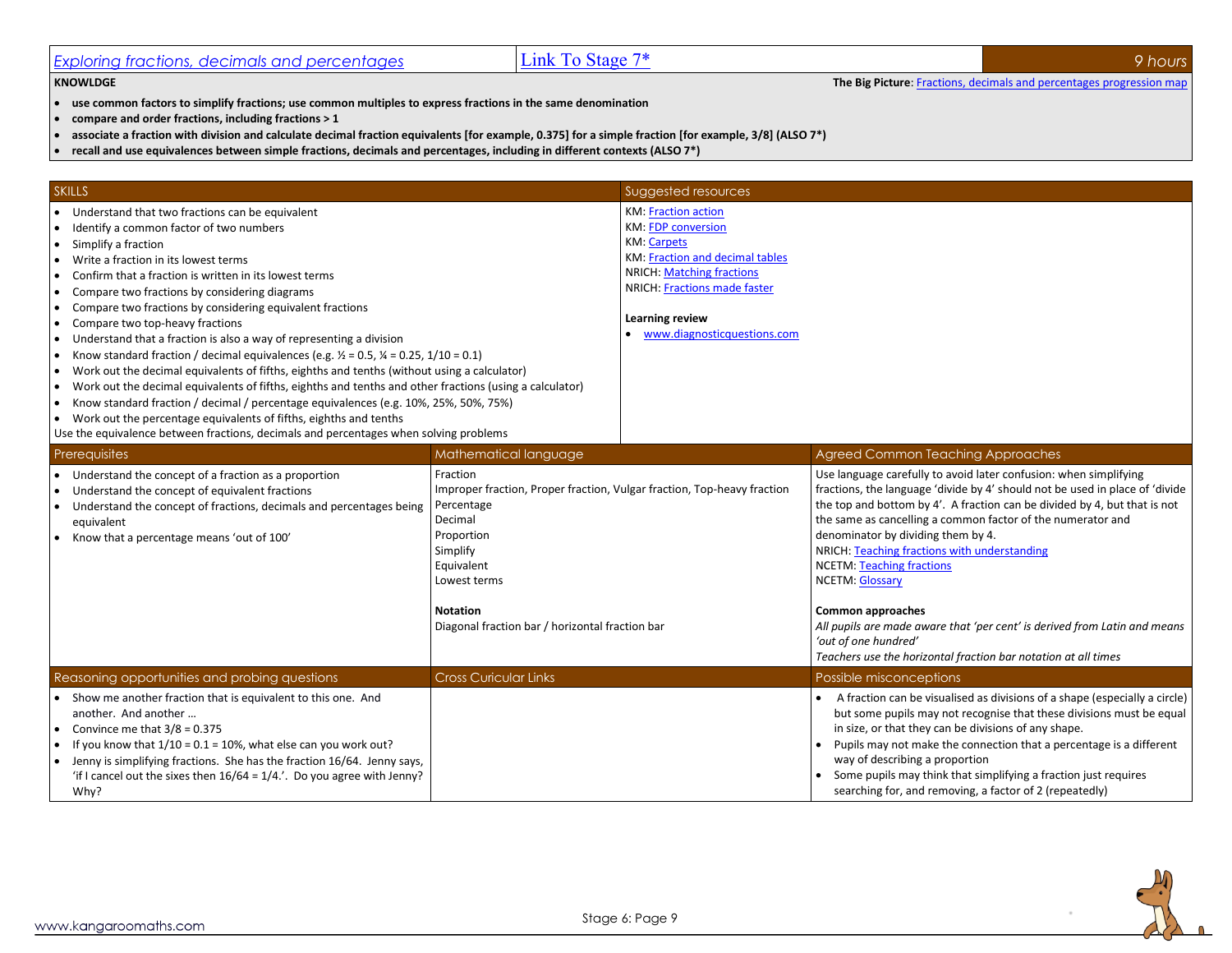# Exploring fractions, decimals and percentages

Link To Stage 7*

9 hours

**KNOWLDGE**

**The Big Picture**: Fractions, decimals and percentages progression map

- **use common factors to simplify fractions; use common multiples to express fractions in the same denomination**
- **compare and order fractions, including fractions > 1**
- **associate a fraction with division and calculate decimal fraction equivalents [for example, 0.375] for a simple fraction [for example, 3/8] (ALSO 7*)**
- **recall and use equivalences between simple fractions, decimals and percentages, including in different contexts (ALSO 7*)**

## SKILLS

- Understand that two fractions can be equivalent
- Identify a common factor of two numbers
- Simplify a fraction
- Write a fraction in its lowest terms
- Confirm that a fraction is written in its lowest terms
- Compare two fractions by considering diagrams
- Compare two fractions by considering equivalent fractions
- Compare two top-heavy fractions
- Understand that a fraction is also a way of representing a division
- Know standard fraction / decimal equivalences (e.g. ½ = 0.5, ¼ = 0.25, 1/10 = 0.1)
- Work out the decimal equivalents of fifths, eighths and tenths (without using a calculator)
- Work out the decimal equivalents of fifths, eighths and tenths and other fractions (using a calculator)
- Know standard fraction / decimal / percentage equivalences (e.g. 10%, 25%, 50%, 75%)
- Work out the percentage equivalents of fifths, eighths and tenths

Use the equivalence between fractions, decimals and percentages when solving problems

## Suggested resources

KM: Fraction action
KM: FDP conversion
KM: Carpets
KM: Fraction and decimal tables
NRICH: Matching fractions
NRICH: Fractions made faster

**Learning review**

- www.diagnosticquestions.com

## Prerequisites

- Understand the concept of a fraction as a proportion
- Understand the concept of equivalent fractions
- Understand the concept of fractions, decimals and percentages being equivalent
- Know that a percentage means 'out of 100'

## Mathematical language

Fraction
Improper fraction, Proper fraction, Vulgar fraction, Top-heavy fraction
Percentage
Decimal
Proportion
Simplify
Equivalent
Lowest terms

**Notation**

Diagonal fraction bar / horizontal fraction bar

## Agreed Common Teaching Approaches

Use language carefully to avoid later confusion: when simplifying fractions, the language 'divide by 4' should not be used in place of 'divide the top and bottom by 4'. A fraction can be divided by 4, but that is not the same as cancelling a common factor of the numerator and denominator by dividing them by 4.
NRICH: Teaching fractions with understanding
NCETM: Teaching fractions
NCETM: Glossary

**Common approaches**

*All pupils are made aware that 'per cent' is derived from Latin and means 'out of one hundred'*
*Teachers use the horizontal fraction bar notation at all times*

## Reasoning opportunities and probing questions

- Show me another fraction that is equivalent to this one. And another. And another …
- Convince me that 3/8 = 0.375
- If you know that 1/10 = 0.1 = 10%, what else can you work out?
- Jenny is simplifying fractions. She has the fraction 16/64. Jenny says, 'if I cancel out the sixes then 16/64 = 1/4.'. Do you agree with Jenny? Why?

## Cross Curicular Links

## Possible misconceptions

- A fraction can be visualised as divisions of a shape (especially a circle) but some pupils may not recognise that these divisions must be equal in size, or that they can be divisions of any shape.
- Pupils may not make the connection that a percentage is a different way of describing a proportion
- Some pupils may think that simplifying a fraction just requires searching for, and removing, a factor of 2 (repeatedly)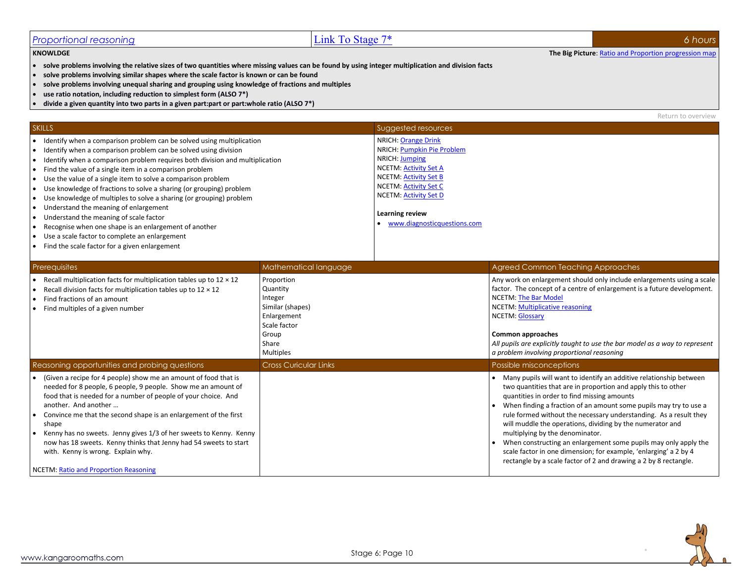| Proportional reasoning | Link To Stage 7* | 6 hours |
|---|---|---|

**KNOWLDGE**

**The Big Picture**: Ratio and Proportion progression map

- **solve problems involving the relative sizes of two quantities where missing values can be found by using integer multiplication and division facts**
- **solve problems involving similar shapes where the scale factor is known or can be found**
- **solve problems involving unequal sharing and grouping using knowledge of fractions and multiples**
- **use ratio notation, including reduction to simplest form (ALSO 7*)**
- **divide a given quantity into two parts in a given part:part or part:whole ratio (ALSO 7*)**

Return to overview

## SKILLS

- Identify when a comparison problem can be solved using multiplication
- Identify when a comparison problem can be solved using division
- Identify when a comparison problem requires both division and multiplication
- Find the value of a single item in a comparison problem
- Use the value of a single item to solve a comparison problem
- Use knowledge of fractions to solve a sharing (or grouping) problem
- Use knowledge of multiples to solve a sharing (or grouping) problem
- Understand the meaning of enlargement
- Understand the meaning of scale factor
- Recognise when one shape is an enlargement of another
- Use a scale factor to complete an enlargement
- Find the scale factor for a given enlargement

## Suggested resources

NRICH: Orange Drink
NRICH: Pumpkin Pie Problem
NRICH: Jumping
NCETM: Activity Set A
NCETM: Activity Set B
NCETM: Activity Set C
NCETM: Activity Set D

**Learning review**

- www.diagnosticquestions.com

## Prerequisites

- Recall multiplication facts for multiplication tables up to 12 × 12
- Recall division facts for multiplication tables up to 12 × 12
- Find fractions of an amount
- Find multiples of a given number

## Mathematical language

Proportion
Quantity
Integer
Similar (shapes)
Enlargement
Scale factor
Group
Share
Multiples

## Agreed Common Teaching Approaches

Any work on enlargement should only include enlargements using a scale factor. The concept of a centre of enlargement is a future development.
NCETM: The Bar Model
NCETM: Multiplicative reasoning
NCETM: Glossary

**Common approaches**

*All pupils are explicitly taught to use the bar model as a way to represent a problem involving proportional reasoning*

## Reasoning opportunities and probing questions

- (Given a recipe for 4 people) show me an amount of food that is needed for 8 people, 6 people, 9 people. Show me an amount of food that is needed for a number of people of your choice. And another. And another …
- Convince me that the second shape is an enlargement of the first shape
- Kenny has no sweets. Jenny gives 1/3 of her sweets to Kenny. Kenny now has 18 sweets. Kenny thinks that Jenny had 54 sweets to start with. Kenny is wrong. Explain why.

NCETM: Ratio and Proportion Reasoning

## Cross Curicular Links

## Possible misconceptions

- Many pupils will want to identify an additive relationship between two quantities that are in proportion and apply this to other quantities in order to find missing amounts
- When finding a fraction of an amount some pupils may try to use a rule formed without the necessary understanding. As a result they will muddle the operations, dividing by the numerator and multiplying by the denominator.
- When constructing an enlargement some pupils may only apply the scale factor in one dimension; for example, 'enlarging' a 2 by 4 rectangle by a scale factor of 2 and drawing a 2 by 8 rectangle.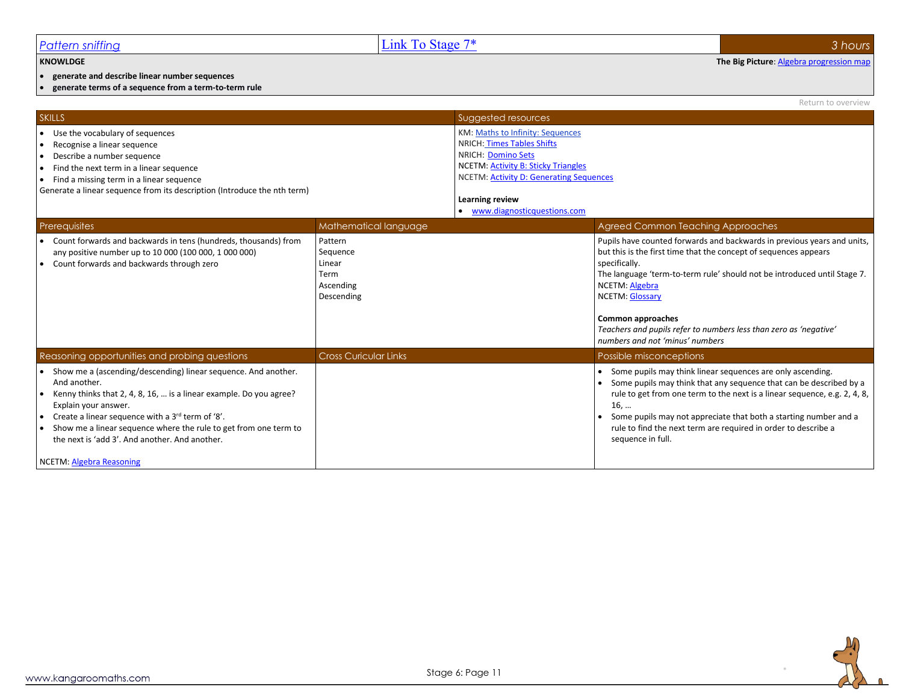| Pattern sniffing | Link To Stage 7* | 3 hours |
|---|---|---|

**KNOWLDGE**

**The Big Picture**: Algebra progression map

- **generate and describe linear number sequences**
- **generate terms of a sequence from a term-to-term rule**

Return to overview

| SKILLS | Suggested resources |
|---|---|
| • Use the vocabulary of sequences<br>• Recognise a linear sequence<br>• Describe a number sequence<br>• Find the next term in a linear sequence<br>• Find a missing term in a linear sequence<br>Generate a linear sequence from its description (Introduce the nth term) | KM: Maths to Infinity: Sequences<br>NRICH: Times Tables Shifts<br>NRICH: Domino Sets<br>NCETM: Activity B: Sticky Triangles<br>NCETM: Activity D: Generating Sequences<br><br>**Learning review**<br>• www.diagnosticquestions.com |

| Prerequisites | Mathematical language | Agreed Common Teaching Approaches |
|---|---|---|
| • Count forwards and backwards in tens (hundreds, thousands) from any positive number up to 10 000 (100 000, 1 000 000)<br>• Count forwards and backwards through zero | Pattern<br>Sequence<br>Linear<br>Term<br>Ascending<br>Descending | Pupils have counted forwards and backwards in previous years and units, but this is the first time that the concept of sequences appears specifically.<br>The language 'term-to-term rule' should not be introduced until Stage 7.<br>NCETM: Algebra<br>NCETM: Glossary<br><br>**Common approaches**<br>*Teachers and pupils refer to numbers less than zero as 'negative' numbers and not 'minus' numbers* |

| Reasoning opportunities and probing questions | Cross Curicular Links | Possible misconceptions |
|---|---|---|
| • Show me a (ascending/descending) linear sequence. And another. And another.<br>• Kenny thinks that 2, 4, 8, 16, … is a linear example. Do you agree? Explain your answer.<br>• Create a linear sequence with a 3rd term of '8'.<br>• Show me a linear sequence where the rule to get from one term to the next is 'add 3'. And another. And another.<br><br>NCETM: Algebra Reasoning | | • Some pupils may think linear sequences are only ascending.<br>• Some pupils may think that any sequence that can be described by a rule to get from one term to the next is a linear sequence, e.g. 2, 4, 8, 16, …<br>• Some pupils may not appreciate that both a starting number and a rule to find the next term are required in order to describe a sequence in full. |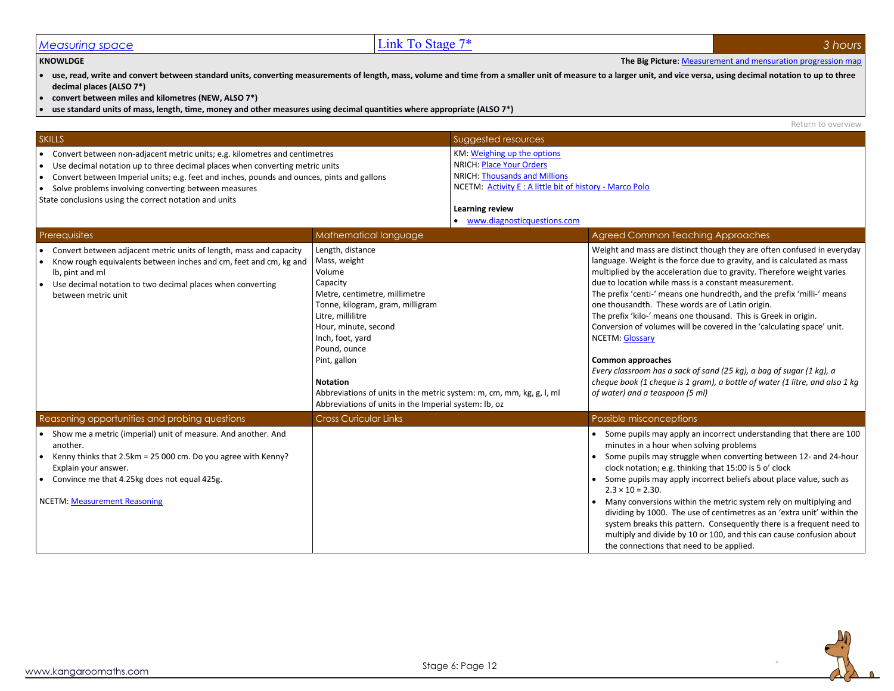## Measuring space | Link To Stage 7* | 3 hours

**KNOWLDGE**

**The Big Picture**: Measurement and mensuration progression map

- **use, read, write and convert between standard units, converting measurements of length, mass, volume and time from a smaller unit of measure to a larger unit, and vice versa, using decimal notation to up to three decimal places (ALSO 7*)**
- **convert between miles and kilometres (NEW, ALSO 7*)**
- **use standard units of mass, length, time, money and other measures using decimal quantities where appropriate (ALSO 7*)**

Return to overview

### SKILLS

- Convert between non-adjacent metric units; e.g. kilometres and centimetres
- Use decimal notation up to three decimal places when converting metric units
- Convert between Imperial units; e.g. feet and inches, pounds and ounces, pints and gallons
- Solve problems involving converting between measures

State conclusions using the correct notation and units

### Suggested resources

KM: Weighing up the options
NRICH: Place Your Orders
NRICH: Thousands and Millions
NCETM: Activity E : A little bit of history - Marco Polo

**Learning review**

- www.diagnosticquestions.com

### Prerequisites

- Convert between adjacent metric units of length, mass and capacity
- Know rough equivalents between inches and cm, feet and cm, kg and lb, pint and ml
- Use decimal notation to two decimal places when converting between metric unit

### Mathematical language

Length, distance
Mass, weight
Volume
Capacity
Metre, centimetre, millimetre
Tonne, kilogram, gram, milligram
Litre, millilitre
Hour, minute, second
Inch, foot, yard
Pound, ounce
Pint, gallon

**Notation**

Abbreviations of units in the metric system: m, cm, mm, kg, g, l, ml
Abbreviations of units in the Imperial system: lb, oz

### Agreed Common Teaching Approaches

Weight and mass are distinct though they are often confused in everyday language. Weight is the force due to gravity, and is calculated as mass multiplied by the acceleration due to gravity. Therefore weight varies due to location while mass is a constant measurement.
The prefix 'centi-' means one hundredth, and the prefix 'milli-' means one thousandth. These words are of Latin origin.
The prefix 'kilo-' means one thousand. This is Greek in origin.
Conversion of volumes will be covered in the 'calculating space' unit.
NCETM: Glossary

**Common approaches**

*Every classroom has a sack of sand (25 kg), a bag of sugar (1 kg), a cheque book (1 cheque is 1 gram), a bottle of water (1 litre, and also 1 kg of water) and a teaspoon (5 ml)*

### Reasoning opportunities and probing questions

- Show me a metric (imperial) unit of measure. And another. And another.
- Kenny thinks that 2.5km = 25 000 cm. Do you agree with Kenny? Explain your answer.
- Convince me that 4.25kg does not equal 425g.

NCETM: Measurement Reasoning

### Cross Curicular Links

### Possible misconceptions

- Some pupils may apply an incorrect understanding that there are 100 minutes in a hour when solving problems
- Some pupils may struggle when converting between 12- and 24-hour clock notation; e.g. thinking that 15:00 is 5 o' clock
- Some pupils may apply incorrect beliefs about place value, such as $2.3 \times 10 = 2.30$.
- Many conversions within the metric system rely on multiplying and dividing by 1000. The use of centimetres as an 'extra unit' within the system breaks this pattern. Consequently there is a frequent need to multiply and divide by 10 or 100, and this can cause confusion about the connections that need to be applied.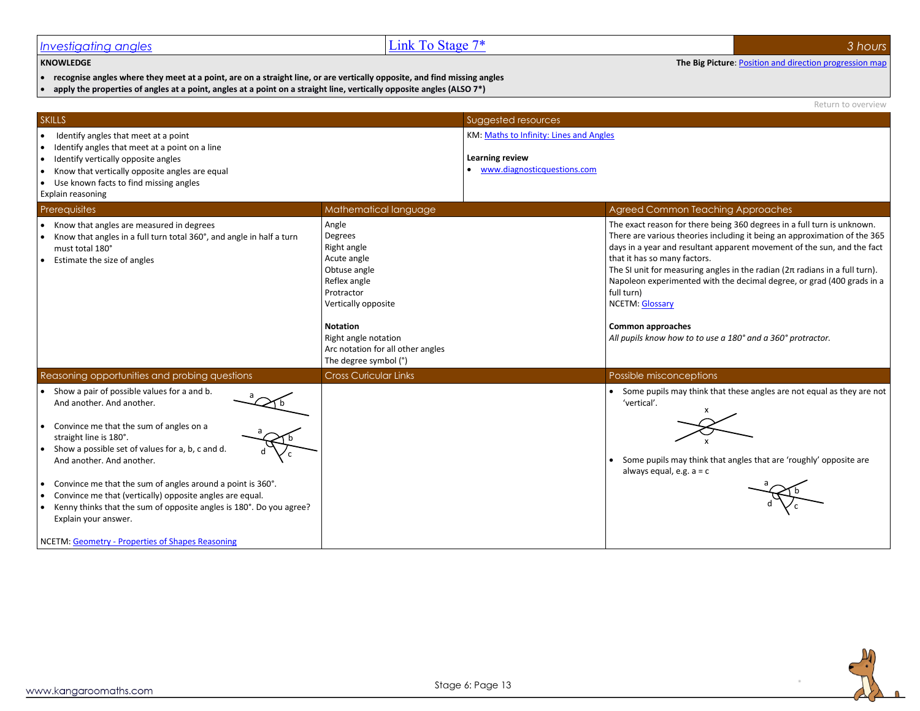# Investigating angles | Link To Stage 7* | 3 hours

**KNOWLEDGE** — **The Big Picture**: Position and direction progression map

- **recognise angles where they meet at a point, are on a straight line, or are vertically opposite, and find missing angles**
- **apply the properties of angles at a point, angles at a point on a straight line, vertically opposite angles (ALSO 7*)**

Return to overview

## SKILLS

- Identify angles that meet at a point
- Identify angles that meet at a point on a line
- Identify vertically opposite angles
- Know that vertically opposite angles are equal
- Use known facts to find missing angles

Explain reasoning

## Suggested resources

KM: Maths to Infinity: Lines and Angles

**Learning review**

- www.diagnosticquestions.com

## Prerequisites

- Know that angles are measured in degrees
- Know that angles in a full turn total 360°, and angle in half a turn must total 180°
- Estimate the size of angles

## Mathematical language

Angle
Degrees
Right angle
Acute angle
Obtuse angle
Reflex angle
Protractor
Vertically opposite

**Notation**

Right angle notation
Arc notation for all other angles
The degree symbol (°)

## Agreed Common Teaching Approaches

The exact reason for there being 360 degrees in a full turn is unknown. There are various theories including it being an approximation of the 365 days in a year and resultant apparent movement of the sun, and the fact that it has so many factors.
The SI unit for measuring angles in the radian ($2\pi$ radians in a full turn).
Napoleon experimented with the decimal degree, or grad (400 grads in a full turn)
NCETM: Glossary

**Common approaches**

*All pupils know how to to use a 180° and a 360° protractor.*

## Reasoning opportunities and probing questions

- Show a pair of possible values for a and b. And another. And another.
- Convince me that the sum of angles on a straight line is 180°.
- Show a possible set of values for a, b, c and d. And another. And another.
- Convince me that the sum of angles around a point is 360°.
- Convince me that (vertically) opposite angles are equal.
- Kenny thinks that the sum of opposite angles is 180°. Do you agree? Explain your answer.

NCETM: Geometry - Properties of Shapes Reasoning

## Cross Curicular Links

## Possible misconceptions

- Some pupils may think that these angles are not equal as they are not 'vertical'.
- Some pupils may think that angles that are 'roughly' opposite are always equal, e.g. a = c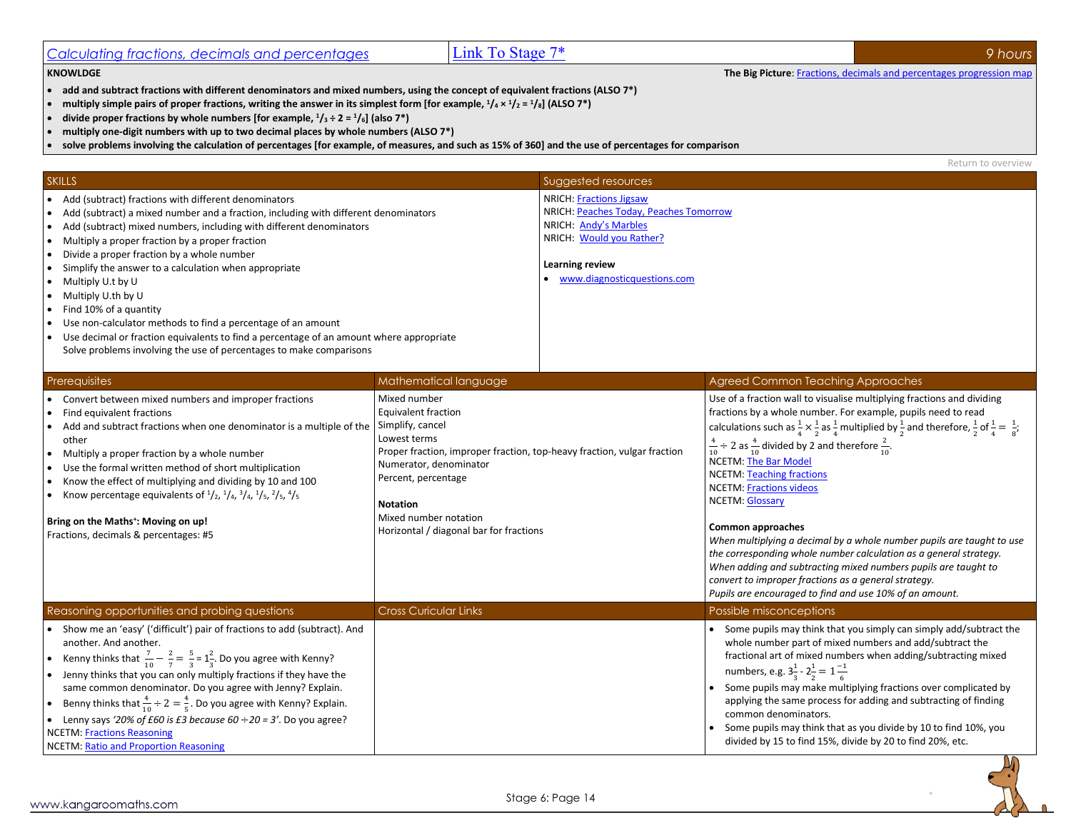## Calculating fractions, decimals and percentages | Link To Stage 7* | 9 hours

**KNOWLDGE**

**The Big Picture**: Fractions, decimals and percentages progression map

- **add and subtract fractions with different denominators and mixed numbers, using the concept of equivalent fractions (ALSO 7*)**
- **multiply simple pairs of proper fractions, writing the answer in its simplest form [for example, $\frac{1}{4} \times \frac{1}{2} = \frac{1}{8}$] (ALSO 7*)**
- **divide proper fractions by whole numbers [for example, $\frac{1}{3} \div 2 = \frac{1}{6}$] (also 7*)**
- **multiply one-digit numbers with up to two decimal places by whole numbers (ALSO 7*)**
- **solve problems involving the calculation of percentages [for example, of measures, and such as 15% of 360] and the use of percentages for comparison**

Return to overview

### SKILLS

- Add (subtract) fractions with different denominators
- Add (subtract) a mixed number and a fraction, including with different denominators
- Add (subtract) mixed numbers, including with different denominators
- Multiply a proper fraction by a proper fraction
- Divide a proper fraction by a whole number
- Simplify the answer to a calculation when appropriate
- Multiply U.t by U
- Multiply U.th by U
- Find 10% of a quantity
- Use non-calculator methods to find a percentage of an amount
- Use decimal or fraction equivalents to find a percentage of an amount where appropriate
  Solve problems involving the use of percentages to make comparisons

### Suggested resources

NRICH: Fractions Jigsaw
NRICH: Peaches Today, Peaches Tomorrow
NRICH: Andy's Marbles
NRICH: Would you Rather?

**Learning review**

- www.diagnosticquestions.com

### Prerequisites

- Convert between mixed numbers and improper fractions
- Find equivalent fractions
- Add and subtract fractions when one denominator is a multiple of the other
- Multiply a proper fraction by a whole number
- Use the formal written method of short multiplication
- Know the effect of multiplying and dividing by 10 and 100
- Know percentage equivalents of $\frac{1}{2}$, $\frac{1}{4}$, $\frac{3}{4}$, $\frac{1}{5}$, $\frac{2}{5}$, $\frac{4}{5}$

**Bring on the Maths+: Moving on up!**
Fractions, decimals & percentages: #5

### Mathematical language

Mixed number
Equivalent fraction
Simplify, cancel
Lowest terms
Proper fraction, improper fraction, top-heavy fraction, vulgar fraction
Numerator, denominator
Percent, percentage

**Notation**
Mixed number notation
Horizontal / diagonal bar for fractions

### Agreed Common Teaching Approaches

Use of a fraction wall to visualise multiplying fractions and dividing fractions by a whole number. For example, pupils need to read calculations such as $\frac{1}{4} \times \frac{1}{2}$ as $\frac{1}{4}$ multiplied by $\frac{1}{2}$ and therefore, $\frac{1}{2}$ of $\frac{1}{4} = \frac{1}{8}$; $\frac{4}{10} \div 2$ as $\frac{4}{10}$ divided by 2 and therefore $\frac{2}{10}$.
NCETM: The Bar Model
NCETM: Teaching fractions
NCETM: Fractions videos
NCETM: Glossary

**Common approaches**
*When multiplying a decimal by a whole number pupils are taught to use the corresponding whole number calculation as a general strategy.*
*When adding and subtracting mixed numbers pupils are taught to convert to improper fractions as a general strategy.*
*Pupils are encouraged to find and use 10% of an amount.*

### Reasoning opportunities and probing questions

- Show me an 'easy' ('difficult') pair of fractions to add (subtract). And another. And another.
- Kenny thinks that $\frac{7}{10} - \frac{2}{7} = \frac{5}{3} = 1\frac{2}{3}$. Do you agree with Kenny?
- Jenny thinks that you can only multiply fractions if they have the same common denominator. Do you agree with Jenny? Explain.
- Benny thinks that $\frac{4}{10} \div 2 = \frac{4}{5}$. Do you agree with Kenny? Explain.
- Lenny says *'20% of £60 is £3 because 60 ÷ 20 = 3'*. Do you agree?

NCETM: Fractions Reasoning
NCETM: Ratio and Proportion Reasoning

### Cross Curicular Links

### Possible misconceptions

- Some pupils may think that you simply can simply add/subtract the whole number part of mixed numbers and add/subtract the fractional art of mixed numbers when adding/subtracting mixed numbers, e.g. $3\frac{1}{3} - 2\frac{1}{2} = 1\frac{-1}{6}$
- Some pupils may make multiplying fractions over complicated by applying the same process for adding and subtracting of finding common denominators.
- Some pupils may think that as you divide by 10 to find 10%, you divided by 15 to find 15%, divide by 20 to find 20%, etc.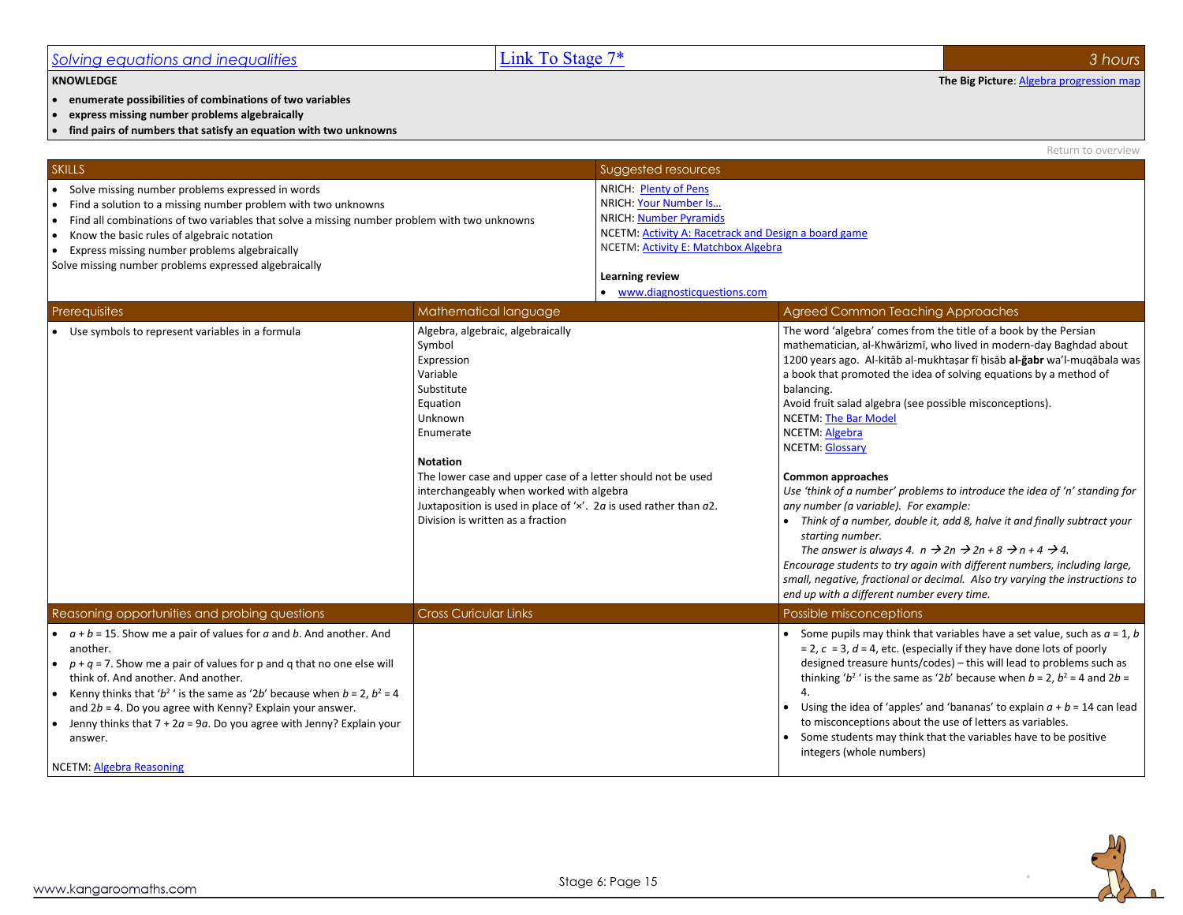| Solving equations and inequalities | Link To Stage 7* | 3 hours |
|---|---|---|

**KNOWLEDGE**

**The Big Picture**: Algebra progression map

- **enumerate possibilities of combinations of two variables**
- **express missing number problems algebraically**
- **find pairs of numbers that satisfy an equation with two unknowns**

Return to overview

## SKILLS

- Solve missing number problems expressed in words
- Find a solution to a missing number problem with two unknowns
- Find all combinations of two variables that solve a missing number problem with two unknowns
- Know the basic rules of algebraic notation
- Express missing number problems algebraically

Solve missing number problems expressed algebraically

## Suggested resources

NRICH: Plenty of Pens
NRICH: Your Number Is…
NRICH: Number Pyramids
NCETM: Activity A: Racetrack and Design a board game
NCETM: Activity E: Matchbox Algebra

**Learning review**

- www.diagnosticquestions.com

## Prerequisites

- Use symbols to represent variables in a formula

## Mathematical language

Algebra, algebraic, algebraically
Symbol
Expression
Variable
Substitute
Equation
Unknown
Enumerate

**Notation**

The lower case and upper case of a letter should not be used interchangeably when worked with algebra
Juxtaposition is used in place of '×'. $2a$ is used rather than $a2$.
Division is written as a fraction

## Agreed Common Teaching Approaches

The word 'algebra' comes from the title of a book by the Persian mathematician, al-Khwārizmī, who lived in modern-day Baghdad about 1200 years ago. Al-kitāb al-mukhtaṣar fī ḥisāb **al-ğabr** wa'l-muqābala was a book that promoted the idea of solving equations by a method of balancing.
Avoid fruit salad algebra (see possible misconceptions).
NCETM: The Bar Model
NCETM: Algebra
NCETM: Glossary

**Common approaches**

*Use 'think of a number' problems to introduce the idea of 'n' standing for any number (a variable). For example:*

- *Think of a number, double it, add 8, halve it and finally subtract your starting number.*
  *The answer is always 4.* $n \rightarrow 2n \rightarrow 2n + 8 \rightarrow n + 4 \rightarrow 4$.

*Encourage students to try again with different numbers, including large, small, negative, fractional or decimal. Also try varying the instructions to end up with a different number every time.*

## Reasoning opportunities and probing questions

- $a + b = 15$. Show me a pair of values for $a$ and $b$. And another. And another.
- $p + q = 7$. Show me a pair of values for p and q that no one else will think of. And another. And another.
- Kenny thinks that '$b^2$' is the same as '$2b$' because when $b = 2$, $b^2 = 4$ and $2b = 4$. Do you agree with Kenny? Explain your answer.
- Jenny thinks that $7 + 2a = 9a$. Do you agree with Jenny? Explain your answer.

NCETM: Algebra Reasoning

## Cross Curicular Links

## Possible misconceptions

- Some pupils may think that variables have a set value, such as $a = 1$, $b = 2$, $c = 3$, $d = 4$, etc. (especially if they have done lots of poorly designed treasure hunts/codes) – this will lead to problems such as thinking '$b^2$' is the same as '$2b$' because when $b = 2$, $b^2 = 4$ and $2b = 4$.
- Using the idea of 'apples' and 'bananas' to explain $a + b = 14$ can lead to misconceptions about the use of letters as variables.
- Some students may think that the variables have to be positive integers (whole numbers)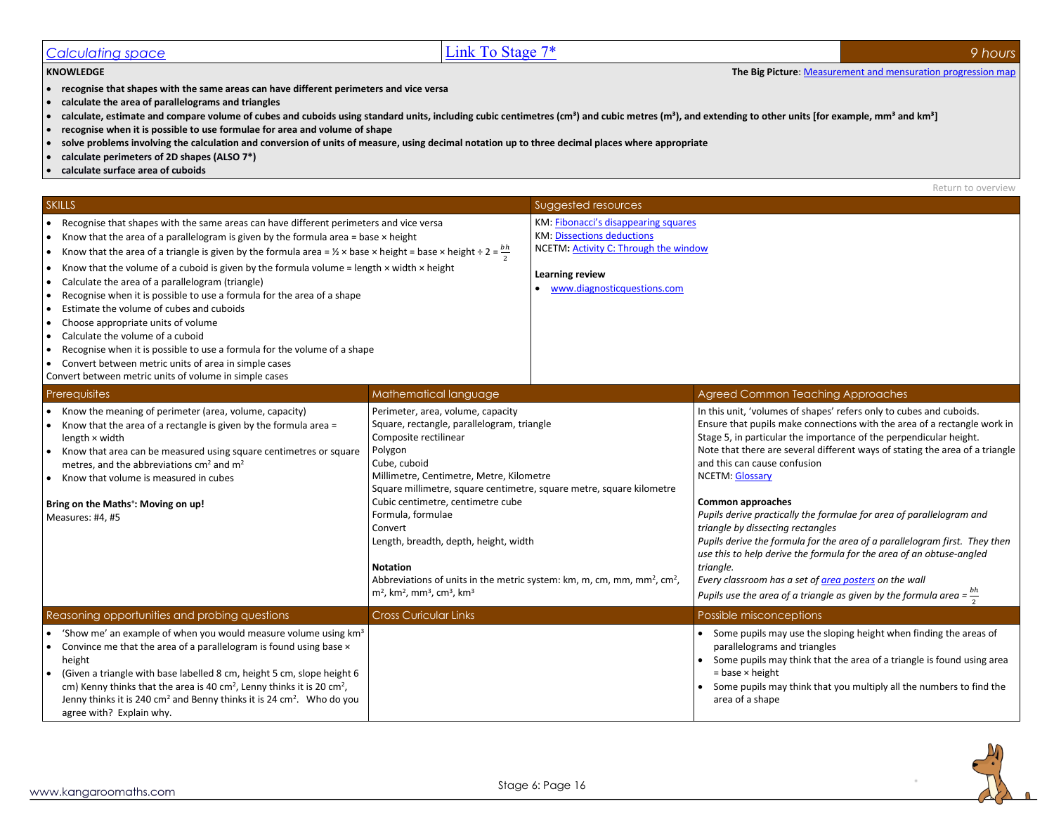# Calculating space | Link To Stage 7* | 9 hours

**KNOWLEDGE**

**The Big Picture**: Measurement and mensuration progression map

- **recognise that shapes with the same areas can have different perimeters and vice versa**
- **calculate the area of parallelograms and triangles**
- **calculate, estimate and compare volume of cubes and cuboids using standard units, including cubic centimetres ($cm^3$) and cubic metres ($m^3$), and extending to other units [for example, $mm^3$ and $km^3$]**
- **recognise when it is possible to use formulae for area and volume of shape**
- **solve problems involving the calculation and conversion of units of measure, using decimal notation up to three decimal places where appropriate**
- **calculate perimeters of 2D shapes (ALSO 7*)**
- **calculate surface area of cuboids**

Return to overview

## SKILLS

- Recognise that shapes with the same areas can have different perimeters and vice versa
- Know that the area of a parallelogram is given by the formula area = base × height
- Know that the area of a triangle is given by the formula area = ½ × base × height = base × height ÷ 2 = $\frac{bh}{2}$
- Know that the volume of a cuboid is given by the formula volume = length × width × height
- Calculate the area of a parallelogram (triangle)
- Recognise when it is possible to use a formula for the area of a shape
- Estimate the volume of cubes and cuboids
- Choose appropriate units of volume
- Calculate the volume of a cuboid
- Recognise when it is possible to use a formula for the volume of a shape
- Convert between metric units of area in simple cases

Convert between metric units of volume in simple cases

## Suggested resources

KM: Fibonacci's disappearing squares
KM: Dissections deductions
NCETM: Activity C: Through the window

**Learning review**

- www.diagnosticquestions.com

## Prerequisites

- Know the meaning of perimeter (area, volume, capacity)
- Know that the area of a rectangle is given by the formula area = length × width
- Know that area can be measured using square centimetres or square metres, and the abbreviations $cm^2$ and $m^2$
- Know that volume is measured in cubes

**Bring on the Maths⁺: Moving on up!**
Measures: #4, #5

## Mathematical language

Perimeter, area, volume, capacity
Square, rectangle, parallelogram, triangle
Composite rectilinear
Polygon
Cube, cuboid
Millimetre, Centimetre, Metre, Kilometre
Square millimetre, square centimetre, square metre, square kilometre
Cubic centimetre, centimetre cube
Formula, formulae
Convert
Length, breadth, depth, height, width

**Notation**
Abbreviations of units in the metric system: km, m, cm, mm, $mm^2$, $cm^2$, $m^2$, $km^2$, $mm^3$, $cm^3$, $km^3$

## Agreed Common Teaching Approaches

In this unit, 'volumes of shapes' refers only to cubes and cuboids.
Ensure that pupils make connections with the area of a rectangle work in Stage 5, in particular the importance of the perpendicular height.
Note that there are several different ways of stating the area of a triangle and this can cause confusion
NCETM: Glossary

**Common approaches**
*Pupils derive practically the formulae for area of parallelogram and triangle by dissecting rectangles*
*Pupils derive the formula for the area of a parallelogram first. They then use this to help derive the formula for the area of an obtuse-angled triangle.*
*Every classroom has a set of area posters on the wall*
*Pupils use the area of a triangle as given by the formula area = $\frac{bh}{2}$*

## Reasoning opportunities and probing questions

- 'Show me' an example of when you would measure volume using $km^3$
- Convince me that the area of a parallelogram is found using base × height
- (Given a triangle with base labelled 8 cm, height 5 cm, slope height 6 cm) Kenny thinks that the area is 40 $cm^2$, Lenny thinks it is 20 $cm^2$, Jenny thinks it is 240 $cm^2$ and Benny thinks it is 24 $cm^2$. Who do you agree with? Explain why.

## Cross Curricular Links

## Possible misconceptions

- Some pupils may use the sloping height when finding the areas of parallelograms and triangles
- Some pupils may think that the area of a triangle is found using area = base × height
- Some pupils may think that you multiply all the numbers to find the area of a shape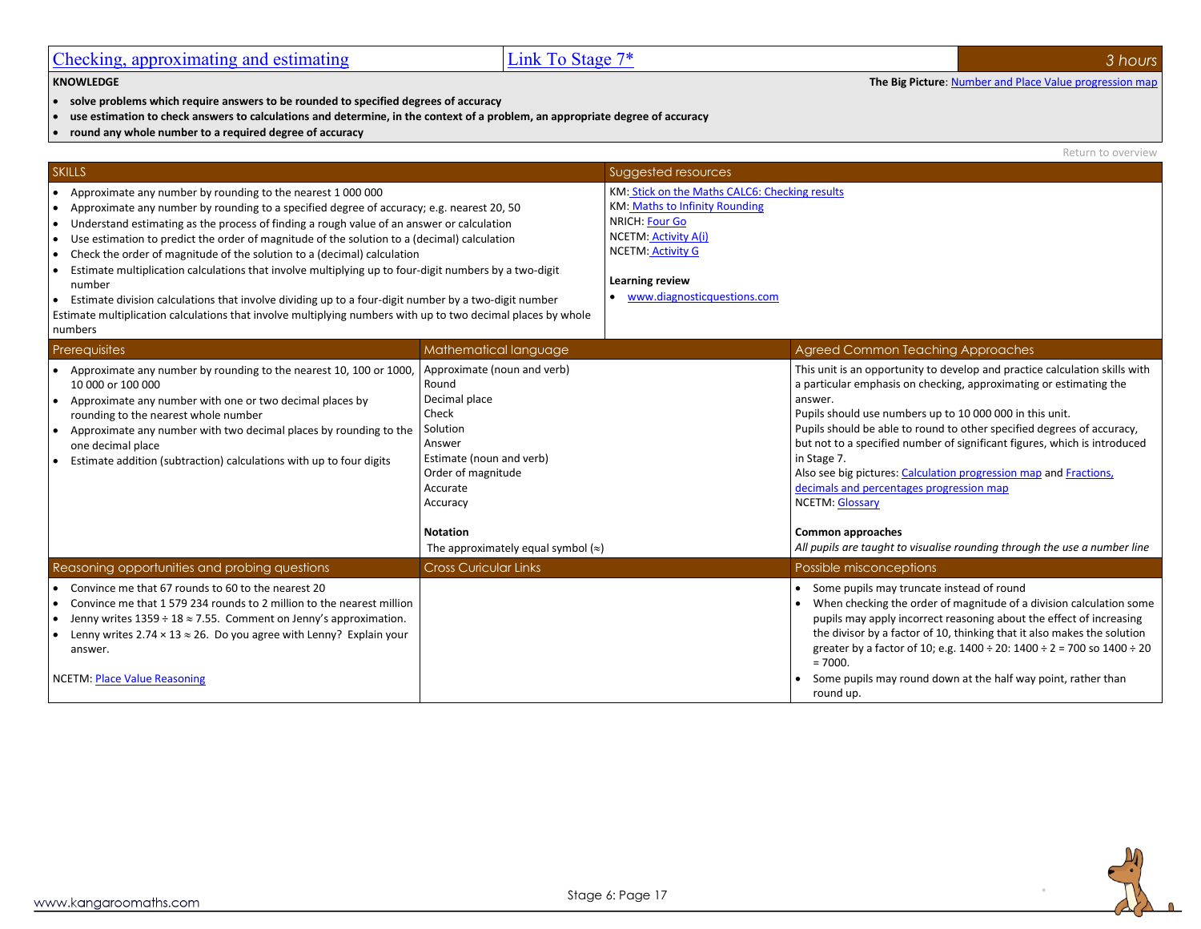## Checking, approximating and estimating

Link To Stage 7*

3 hours

**KNOWLEDGE**

**The Big Picture**: Number and Place Value progression map

- **solve problems which require answers to be rounded to specified degrees of accuracy**
- **use estimation to check answers to calculations and determine, in the context of a problem, an appropriate degree of accuracy**
- **round any whole number to a required degree of accuracy**

Return to overview

### SKILLS

- Approximate any number by rounding to the nearest 1 000 000
- Approximate any number by rounding to a specified degree of accuracy; e.g. nearest 20, 50
- Understand estimating as the process of finding a rough value of an answer or calculation
- Use estimation to predict the order of magnitude of the solution to a (decimal) calculation
- Check the order of magnitude of the solution to a (decimal) calculation
- Estimate multiplication calculations that involve multiplying up to four-digit numbers by a two-digit number
- Estimate division calculations that involve dividing up to a four-digit number by a two-digit number

Estimate multiplication calculations that involve multiplying numbers with up to two decimal places by whole numbers

### Suggested resources

KM: Stick on the Maths CALC6: Checking results
KM: Maths to Infinity Rounding
NRICH: Four Go
NCETM: Activity A(i)
NCETM: Activity G

**Learning review**

- www.diagnosticquestions.com

### Prerequisites

- Approximate any number by rounding to the nearest 10, 100 or 1000, 10 000 or 100 000
- Approximate any number with one or two decimal places by rounding to the nearest whole number
- Approximate any number with two decimal places by rounding to the one decimal place
- Estimate addition (subtraction) calculations with up to four digits

### Mathematical language

Approximate (noun and verb)
Round
Decimal place
Check
Solution
Answer
Estimate (noun and verb)
Order of magnitude
Accurate
Accuracy

**Notation**

The approximately equal symbol (≈)

### Agreed Common Teaching Approaches

This unit is an opportunity to develop and practice calculation skills with a particular emphasis on checking, approximating or estimating the answer.

Pupils should use numbers up to 10 000 000 in this unit.

Pupils should be able to round to other specified degrees of accuracy, but not to a specified number of significant figures, which is introduced in Stage 7.

Also see big pictures: Calculation progression map and Fractions, decimals and percentages progression map

NCETM: Glossary

**Common approaches**

*All pupils are taught to visualise rounding through the use a number line*

### Reasoning opportunities and probing questions

- Convince me that 67 rounds to 60 to the nearest 20
- Convince me that 1 579 234 rounds to 2 million to the nearest million
- Jenny writes 1359 ÷ 18 ≈ 7.55. Comment on Jenny's approximation.
- Lenny writes 2.74 × 13 ≈ 26. Do you agree with Lenny? Explain your answer.

NCETM: Place Value Reasoning

### Cross Curicular Links

### Possible misconceptions

- Some pupils may truncate instead of round
- When checking the order of magnitude of a division calculation some pupils may apply incorrect reasoning about the effect of increasing the divisor by a factor of 10, thinking that it also makes the solution greater by a factor of 10; e.g. 1400 ÷ 20: 1400 ÷ 2 = 700 so 1400 ÷ 20 = 7000.
- Some pupils may round down at the half way point, rather than round up.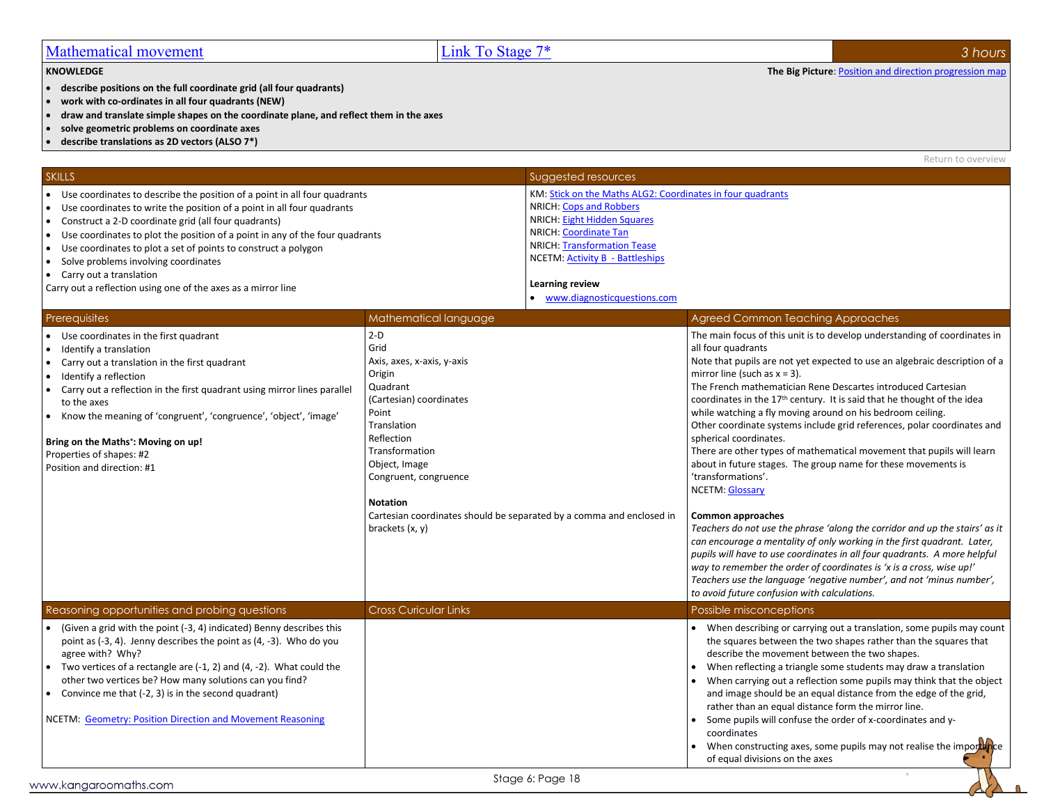| Mathematical movement | Link To Stage 7* | 3 hours |
|---|---|---|

**KNOWLEDGE**

**The Big Picture**: Position and direction progression map

- **describe positions on the full coordinate grid (all four quadrants)**
- **work with co-ordinates in all four quadrants (NEW)**
- **draw and translate simple shapes on the coordinate plane, and reflect them in the axes**
- **solve geometric problems on coordinate axes**
- **describe translations as 2D vectors (ALSO 7*)**

Return to overview

## SKILLS

- Use coordinates to describe the position of a point in all four quadrants
- Use coordinates to write the position of a point in all four quadrants
- Construct a 2-D coordinate grid (all four quadrants)
- Use coordinates to plot the position of a point in any of the four quadrants
- Use coordinates to plot a set of points to construct a polygon
- Solve problems involving coordinates
- Carry out a translation

Carry out a reflection using one of the axes as a mirror line

## Suggested resources

KM: Stick on the Maths ALG2: Coordinates in four quadrants
NRICH: Cops and Robbers
NRICH: Eight Hidden Squares
NRICH: Coordinate Tan
NRICH: Transformation Tease
NCETM: Activity B - Battleships

**Learning review**

- www.diagnosticquestions.com

## Prerequisites

- Use coordinates in the first quadrant
- Identify a translation
- Carry out a translation in the first quadrant
- Identify a reflection
- Carry out a reflection in the first quadrant using mirror lines parallel to the axes
- Know the meaning of 'congruent', 'congruence', 'object', 'image'

**Bring on the Maths⁺: Moving on up!**
Properties of shapes: #2
Position and direction: #1

## Mathematical language

2-D
Grid
Axis, axes, x-axis, y-axis
Origin
Quadrant
(Cartesian) coordinates
Point
Translation
Reflection
Transformation
Object, Image
Congruent, congruence

**Notation**

Cartesian coordinates should be separated by a comma and enclosed in brackets (x, y)

## Agreed Common Teaching Approaches

The main focus of this unit is to develop understanding of coordinates in all four quadrants
Note that pupils are not yet expected to use an algebraic description of a mirror line (such as x = 3).
The French mathematician Rene Descartes introduced Cartesian coordinates in the 17th century. It is said that he thought of the idea while watching a fly moving around on his bedroom ceiling.
Other coordinate systems include grid references, polar coordinates and spherical coordinates.
There are other types of mathematical movement that pupils will learn about in future stages. The group name for these movements is 'transformations'.
NCETM: Glossary

**Common approaches**

*Teachers do not use the phrase 'along the corridor and up the stairs' as it can encourage a mentality of only working in the first quadrant. Later, pupils will have to use coordinates in all four quadrants. A more helpful way to remember the order of coordinates is 'x is a cross, wise up!' Teachers use the language 'negative number', and not 'minus number', to avoid future confusion with calculations.*

## Reasoning opportunities and probing questions

- (Given a grid with the point (-3, 4) indicated) Benny describes this point as (-3, 4). Jenny describes the point as (4, -3). Who do you agree with? Why?
- Two vertices of a rectangle are (-1, 2) and (4, -2). What could the other two vertices be? How many solutions can you find?
- Convince me that (-2, 3) is in the second quadrant)

NCETM: Geometry: Position Direction and Movement Reasoning

## Cross Curicular Links

## Possible misconceptions

- When describing or carrying out a translation, some pupils may count the squares between the two shapes rather than the squares that describe the movement between the two shapes.
- When reflecting a triangle some students may draw a translation
- When carrying out a reflection some pupils may think that the object and image should be an equal distance from the edge of the grid, rather than an equal distance form the mirror line.
- Some pupils will confuse the order of x-coordinates and y-coordinates
- When constructing axes, some pupils may not realise the importance of equal divisions on the axes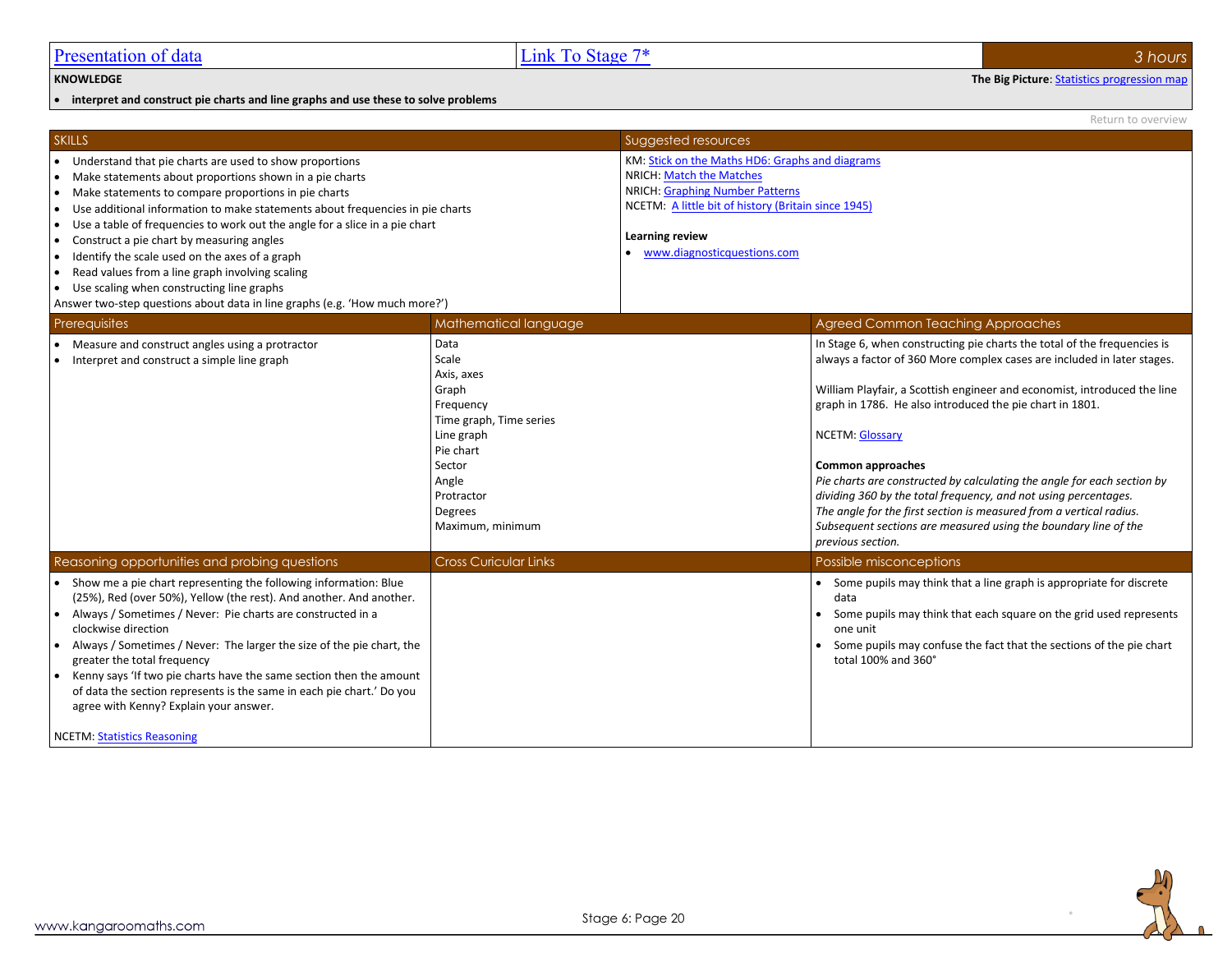# Presentation of data

Link To Stage 7*

*3 hours*

**KNOWLEDGE**

**The Big Picture**: Statistics progression map

- **interpret and construct pie charts and line graphs and use these to solve problems**

Return to overview

## SKILLS

- Understand that pie charts are used to show proportions
- Make statements about proportions shown in a pie charts
- Make statements to compare proportions in pie charts
- Use additional information to make statements about frequencies in pie charts
- Use a table of frequencies to work out the angle for a slice in a pie chart
- Construct a pie chart by measuring angles
- Identify the scale used on the axes of a graph
- Read values from a line graph involving scaling
- Use scaling when constructing line graphs

Answer two-step questions about data in line graphs (e.g. 'How much more?')

## Suggested resources

KM: Stick on the Maths HD6: Graphs and diagrams
NRICH: Match the Matches
NRICH: Graphing Number Patterns
NCETM: A little bit of history (Britain since 1945)

**Learning review**

- www.diagnosticquestions.com

## Prerequisites

- Measure and construct angles using a protractor
- Interpret and construct a simple line graph

## Mathematical language

Data
Scale
Axis, axes
Graph
Frequency
Time graph, Time series
Line graph
Pie chart
Sector
Angle
Protractor
Degrees
Maximum, minimum

## Agreed Common Teaching Approaches

In Stage 6, when constructing pie charts the total of the frequencies is always a factor of 360 More complex cases are included in later stages.

William Playfair, a Scottish engineer and economist, introduced the line graph in 1786. He also introduced the pie chart in 1801.

NCETM: Glossary

**Common approaches**

*Pie charts are constructed by calculating the angle for each section by dividing 360 by the total frequency, and not using percentages.*
*The angle for the first section is measured from a vertical radius.*
*Subsequent sections are measured using the boundary line of the previous section.*

## Reasoning opportunities and probing questions

- Show me a pie chart representing the following information: Blue (25%), Red (over 50%), Yellow (the rest). And another. And another.
- Always / Sometimes / Never: Pie charts are constructed in a clockwise direction
- Always / Sometimes / Never: The larger the size of the pie chart, the greater the total frequency
- Kenny says 'If two pie charts have the same section then the amount of data the section represents is the same in each pie chart.' Do you agree with Kenny? Explain your answer.

NCETM: Statistics Reasoning

## Cross Curicular Links

## Possible misconceptions

- Some pupils may think that a line graph is appropriate for discrete data
- Some pupils may think that each square on the grid used represents one unit
- Some pupils may confuse the fact that the sections of the pie chart total 100% and 360°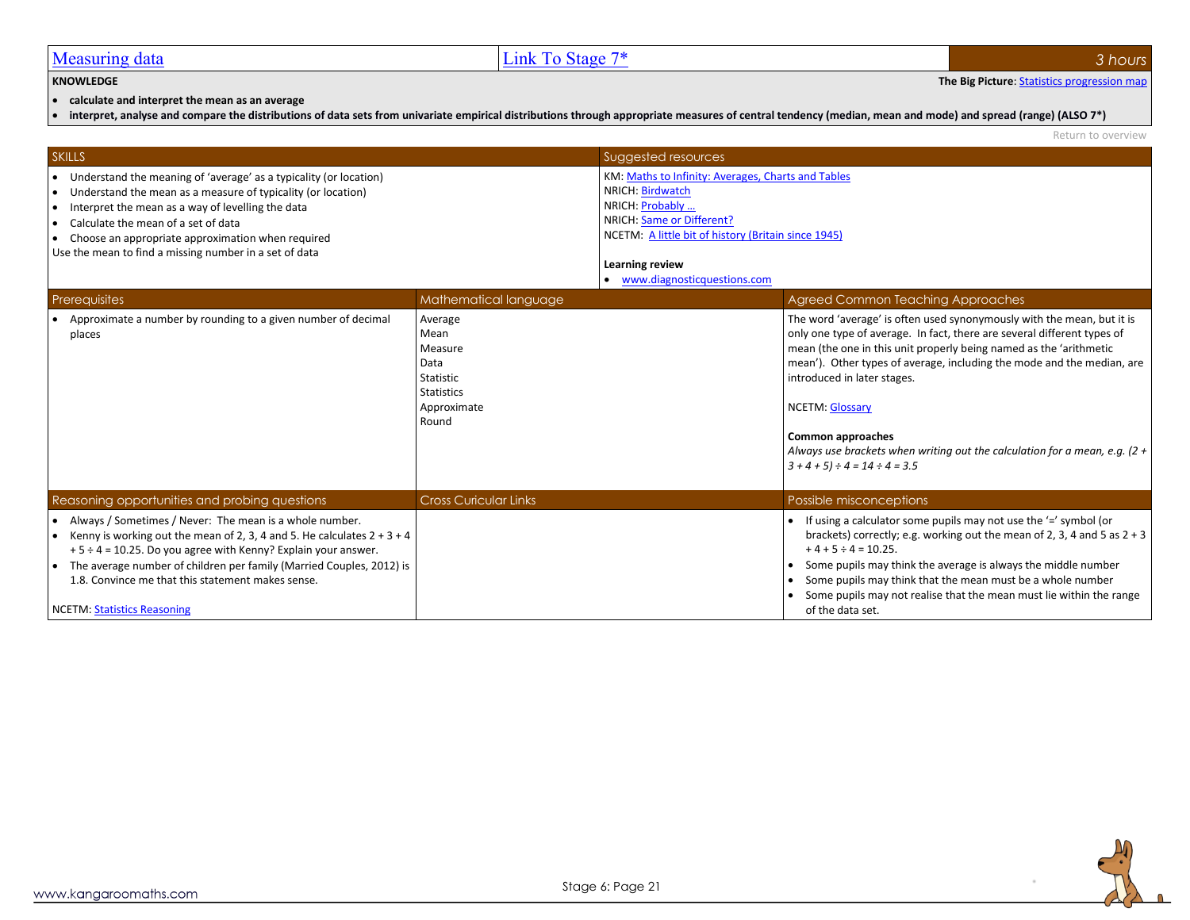| Measuring data | Link To Stage 7* | 3 hours |
|---|---|---|

**KNOWLEDGE**

**The Big Picture**: Statistics progression map

- **calculate and interpret the mean as an average**
- **interpret, analyse and compare the distributions of data sets from univariate empirical distributions through appropriate measures of central tendency (median, mean and mode) and spread (range) (ALSO 7*)**

Return to overview

| SKILLS | Suggested resources |
|---|---|
| • Understand the meaning of 'average' as a typicality (or location)<br>• Understand the mean as a measure of typicality (or location)<br>• Interpret the mean as a way of levelling the data<br>• Calculate the mean of a set of data<br>• Choose an appropriate approximation when required<br>Use the mean to find a missing number in a set of data | KM: Maths to Infinity: Averages, Charts and Tables<br>NRICH: Birdwatch<br>NRICH: Probably …<br>NRICH: Same or Different?<br>NCETM: A little bit of history (Britain since 1945)<br><br>**Learning review**<br>• www.diagnosticquestions.com |

| Prerequisites | Mathematical language | Agreed Common Teaching Approaches |
|---|---|---|
| • Approximate a number by rounding to a given number of decimal places | Average<br>Mean<br>Measure<br>Data<br>Statistic<br>Statistics<br>Approximate<br>Round | The word 'average' is often used synonymously with the mean, but it is only one type of average. In fact, there are several different types of mean (the one in this unit properly being named as the 'arithmetic mean'). Other types of average, including the mode and the median, are introduced in later stages.<br><br>NCETM: Glossary<br><br>**Common approaches**<br>*Always use brackets when writing out the calculation for a mean, e.g. (2 + 3 + 4 + 5) ÷ 4 = 14 ÷ 4 = 3.5* |

| Reasoning opportunities and probing questions | Cross Curicular Links | Possible misconceptions |
|---|---|---|
| • Always / Sometimes / Never: The mean is a whole number.<br>• Kenny is working out the mean of 2, 3, 4 and 5. He calculates 2 + 3 + 4 + 5 ÷ 4 = 10.25. Do you agree with Kenny? Explain your answer.<br>• The average number of children per family (Married Couples, 2012) is 1.8. Convince me that this statement makes sense.<br><br>NCETM: Statistics Reasoning | | • If using a calculator some pupils may not use the '=' symbol (or brackets) correctly; e.g. working out the mean of 2, 3, 4 and 5 as 2 + 3 + 4 + 5 ÷ 4 = 10.25.<br>• Some pupils may think the average is always the middle number<br>• Some pupils may think that the mean must be a whole number<br>• Some pupils may not realise that the mean must lie within the range of the data set. |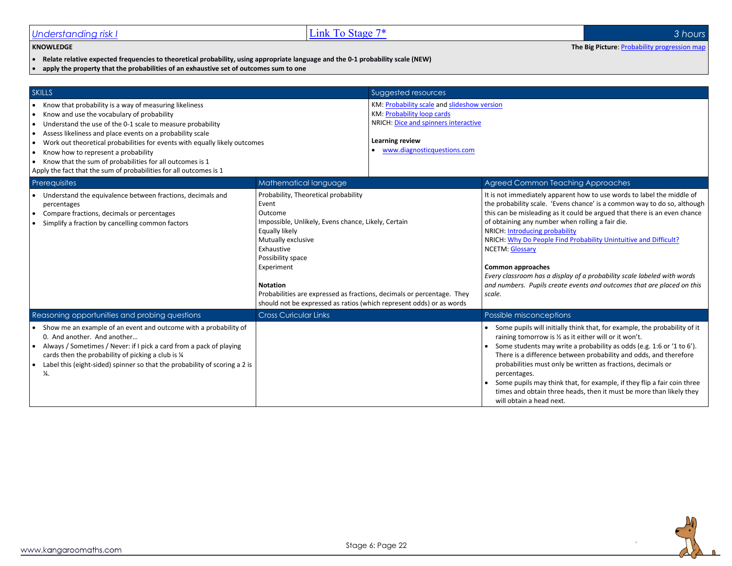| Understanding risk I | Link To Stage 7* | 3 hours |
|---|---|---|

**KNOWLEDGE**

**The Big Picture**: Probability progression map

- **Relate relative expected frequencies to theoretical probability, using appropriate language and the 0-1 probability scale (NEW)**
- **apply the property that the probabilities of an exhaustive set of outcomes sum to one**

| SKILLS | Suggested resources |
|---|---|
| • Know that probability is a way of measuring likeliness<br>• Know and use the vocabulary of probability<br>• Understand the use of the 0-1 scale to measure probability<br>• Assess likeliness and place events on a probability scale<br>• Work out theoretical probabilities for events with equally likely outcomes<br>• Know how to represent a probability<br>• Know that the sum of probabilities for all outcomes is 1<br>Apply the fact that the sum of probabilities for all outcomes is 1 | KM: Probability scale and slideshow version<br>KM: Probability loop cards<br>NRICH: Dice and spinners interactive<br><br>**Learning review**<br>• www.diagnosticquestions.com |

| Prerequisites | Mathematical language | Agreed Common Teaching Approaches |
|---|---|---|
| • Understand the equivalence between fractions, decimals and percentages<br>• Compare fractions, decimals or percentages<br>• Simplify a fraction by cancelling common factors | Probability, Theoretical probability<br>Event<br>Outcome<br>Impossible, Unlikely, Evens chance, Likely, Certain<br>Equally likely<br>Mutually exclusive<br>Exhaustive<br>Possibility space<br>Experiment<br><br>**Notation**<br>Probabilities are expressed as fractions, decimals or percentage. They should not be expressed as ratios (which represent odds) or as words | It is not immediately apparent how to use words to label the middle of the probability scale. 'Evens chance' is a common way to do so, although this can be misleading as it could be argued that there is an even chance of obtaining any number when rolling a fair die.<br>NRICH: Introducing probability<br>NRICH: Why Do People Find Probability Unintuitive and Difficult?<br>NCETM: Glossary<br><br>**Common approaches**<br>*Every classroom has a display of a probability scale labeled with words and numbers. Pupils create events and outcomes that are placed on this scale.* |
| **Reasoning opportunities and probing questions** | **Cross Curicular Links** | **Possible misconceptions** |
| • Show me an example of an event and outcome with a probability of 0. And another. And another…<br>• Always / Sometimes / Never: if I pick a card from a pack of playing cards then the probability of picking a club is ¼<br>• Label this (eight-sided) spinner so that the probability of scoring a 2 is ¼. | | • Some pupils will initially think that, for example, the probability of it raining tomorrow is ½ as it either will or it won't.<br>• Some students may write a probability as odds (e.g. 1:6 or '1 to 6'). There is a difference between probability and odds, and therefore probabilities must only be written as fractions, decimals or percentages.<br>• Some pupils may think that, for example, if they flip a fair coin three times and obtain three heads, then it must be more than likely they will obtain a head next. |